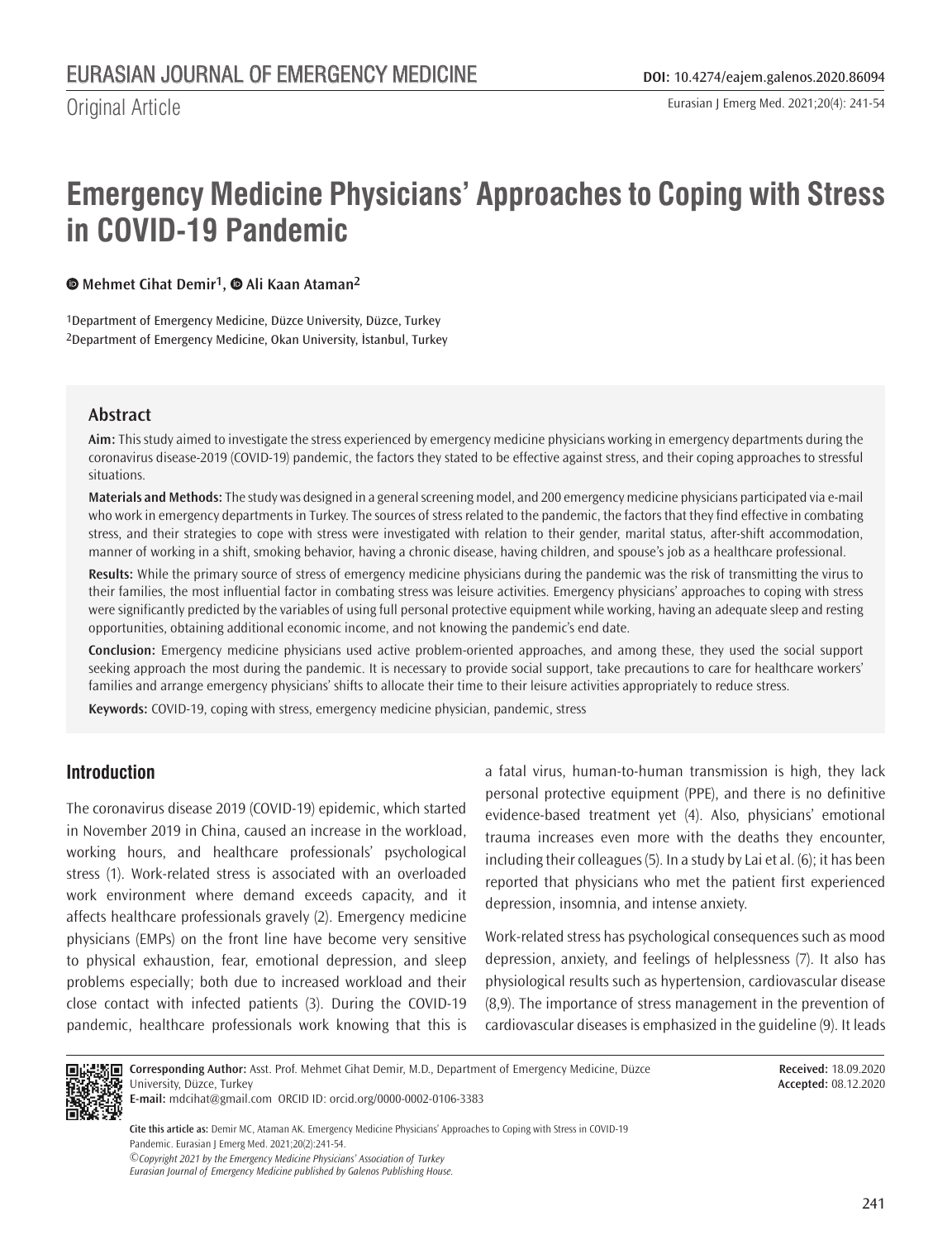Original Article

# Emergency Medicine Physicians' Approaches to Coping with Stress in COVID-19 Pandemic

Mehmet Cihat Demir[1], Ali Kaan Ataman[2]

[1]Department of Emergency Medicine, Düzce University, Düzce, Turkey
[2]Department of Emergency Medicine, Okan University, İstanbul, Turkey

## Abstract

**Aim:** This study aimed to investigate the stress experienced by emergency medicine physicians working in emergency departments during the coronavirus disease-2019 (COVID-19) pandemic, the factors they stated to be effective against stress, and their coping approaches to stressful situations.

**Materials and Methods:** The study was designed in a general screening model, and 200 emergency medicine physicians participated via e-mail who work in emergency departments in Turkey. The sources of stress related to the pandemic, the factors that they find effective in combating stress, and their strategies to cope with stress were investigated with relation to their gender, marital status, after-shift accommodation, manner of working in a shift, smoking behavior, having a chronic disease, having children, and spouse's job as a healthcare professional.

**Results:** While the primary source of stress of emergency medicine physicians during the pandemic was the risk of transmitting the virus to their families, the most influential factor in combating stress was leisure activities. Emergency physicians' approaches to coping with stress were significantly predicted by the variables of using full personal protective equipment while working, having an adequate sleep and resting opportunities, obtaining additional economic income, and not knowing the pandemic's end date.

**Conclusion:** Emergency medicine physicians used active problem-oriented approaches, and among these, they used the social support seeking approach the most during the pandemic. It is necessary to provide social support, take precautions to care for healthcare workers' families and arrange emergency physicians' shifts to allocate their time to their leisure activities appropriately to reduce stress.

**Keywords:** COVID-19, coping with stress, emergency medicine physician, pandemic, stress

## Introduction

The coronavirus disease 2019 (COVID-19) epidemic, which started in November 2019 in China, caused an increase in the workload, working hours, and healthcare professionals' psychological stress (1). Work-related stress is associated with an overloaded work environment where demand exceeds capacity, and it affects healthcare professionals gravely (2). Emergency medicine physicians (EMPs) on the front line have become very sensitive to physical exhaustion, fear, emotional depression, and sleep problems especially; both due to increased workload and their close contact with infected patients (3). During the COVID-19 pandemic, healthcare professionals work knowing that this is a fatal virus, human-to-human transmission is high, they lack personal protective equipment (PPE), and there is no definitive evidence-based treatment yet (4). Also, physicians' emotional trauma increases even more with the deaths they encounter, including their colleagues (5). In a study by Lai et al. (6); it has been reported that physicians who met the patient first experienced depression, insomnia, and intense anxiety.

Work-related stress has psychological consequences such as mood depression, anxiety, and feelings of helplessness (7). It also has physiological results such as hypertension, cardiovascular disease (8,9). The importance of stress management in the prevention of cardiovascular diseases is emphasized in the guideline (9). It leads

**Corresponding Author:** Asst. Prof. Mehmet Cihat Demir, M.D., Department of Emergency Medicine, Düzce University, Düzce, Turkey
**E-mail:** mdcihat@gmail.com ORCID ID: orcid.org/0000-0002-0106-3383

**Received:** 18.09.2020
**Accepted:** 08.12.2020

**Cite this article as:** Demir MC, Ataman AK. Emergency Medicine Physicians' Approaches to Coping with Stress in COVID-19 Pandemic. Eurasian J Emerg Med. 2021;20(2):241-54.

*©Copyright 2021 by the Emergency Medicine Physicians' Association of Turkey*
*Eurasian Journal of Emergency Medicine published by Galenos Publishing House.*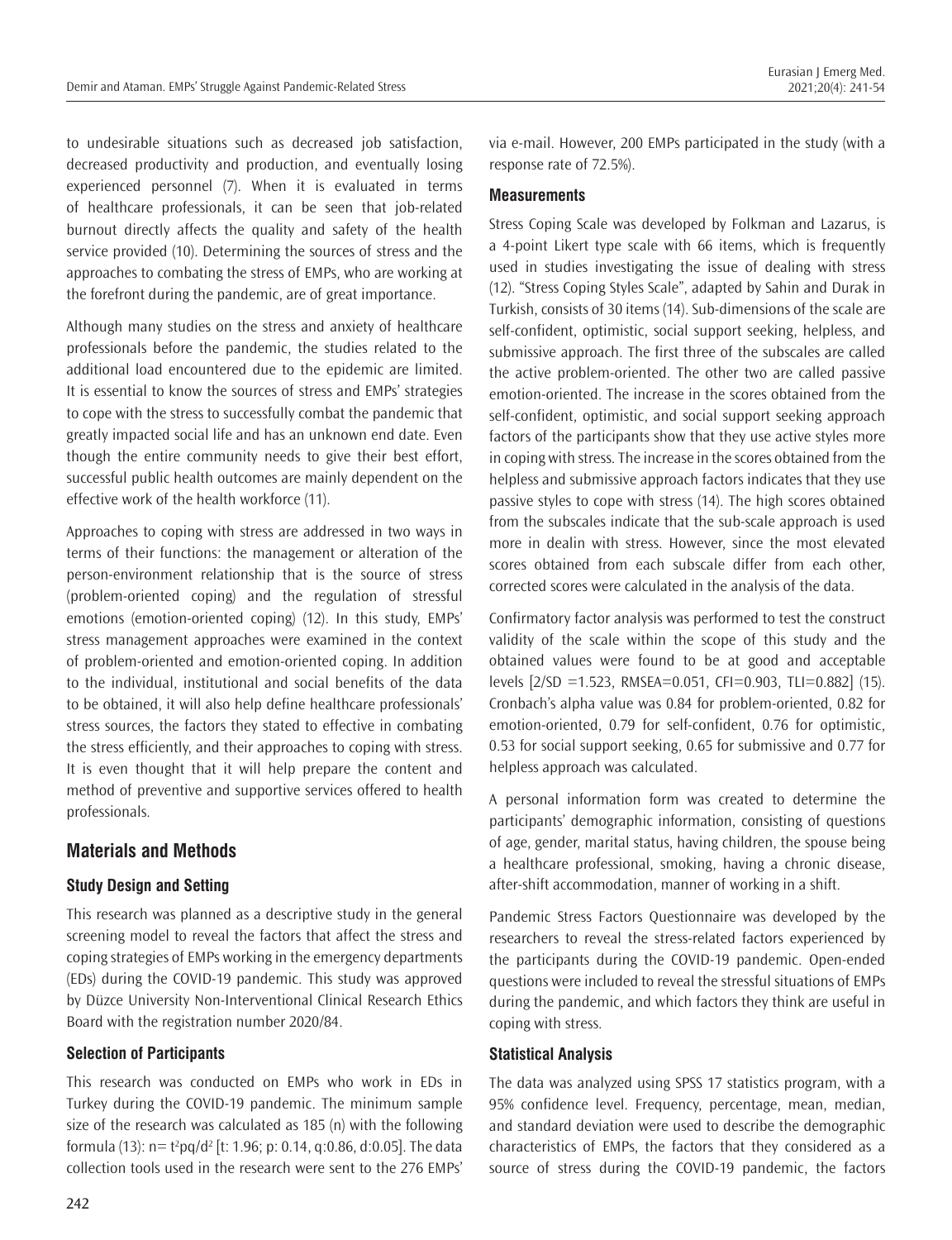to undesirable situations such as decreased job satisfaction, decreased productivity and production, and eventually losing experienced personnel (7). When it is evaluated in terms of healthcare professionals, it can be seen that job-related burnout directly affects the quality and safety of the health service provided (10). Determining the sources of stress and the approaches to combating the stress of EMPs, who are working at the forefront during the pandemic, are of great importance.

Although many studies on the stress and anxiety of healthcare professionals before the pandemic, the studies related to the additional load encountered due to the epidemic are limited. It is essential to know the sources of stress and EMPs' strategies to cope with the stress to successfully combat the pandemic that greatly impacted social life and has an unknown end date. Even though the entire community needs to give their best effort, successful public health outcomes are mainly dependent on the effective work of the health workforce (11).

Approaches to coping with stress are addressed in two ways in terms of their functions: the management or alteration of the person-environment relationship that is the source of stress (problem-oriented coping) and the regulation of stressful emotions (emotion-oriented coping) (12). In this study, EMPs' stress management approaches were examined in the context of problem-oriented and emotion-oriented coping. In addition to the individual, institutional and social benefits of the data to be obtained, it will also help define healthcare professionals' stress sources, the factors they stated to effective in combating the stress efficiently, and their approaches to coping with stress. It is even thought that it will help prepare the content and method of preventive and supportive services offered to health professionals.

## Materials and Methods

### Study Design and Setting

This research was planned as a descriptive study in the general screening model to reveal the factors that affect the stress and coping strategies of EMPs working in the emergency departments (EDs) during the COVID-19 pandemic. This study was approved by Düzce University Non-Interventional Clinical Research Ethics Board with the registration number 2020/84.

### Selection of Participants

This research was conducted on EMPs who work in EDs in Turkey during the COVID-19 pandemic. The minimum sample size of the research was calculated as 185 (n) with the following formula (13): $n = t^2pq/d^2$ [t: 1.96; p: 0.14, q:0.86, d:0.05]. The data collection tools used in the research were sent to the 276 EMPs' via e-mail. However, 200 EMPs participated in the study (with a response rate of 72.5%).

### Measurements

Stress Coping Scale was developed by Folkman and Lazarus, is a 4-point Likert type scale with 66 items, which is frequently used in studies investigating the issue of dealing with stress (12). "Stress Coping Styles Scale", adapted by Sahin and Durak in Turkish, consists of 30 items (14). Sub-dimensions of the scale are self-confident, optimistic, social support seeking, helpless, and submissive approach. The first three of the subscales are called the active problem-oriented. The other two are called passive emotion-oriented. The increase in the scores obtained from the self-confident, optimistic, and social support seeking approach factors of the participants show that they use active styles more in coping with stress. The increase in the scores obtained from the helpless and submissive approach factors indicates that they use passive styles to cope with stress (14). The high scores obtained from the subscales indicate that the sub-scale approach is used more in dealin with stress. However, since the most elevated scores obtained from each subscale differ from each other, corrected scores were calculated in the analysis of the data.

Confirmatory factor analysis was performed to test the construct validity of the scale within the scope of this study and the obtained values were found to be at good and acceptable levels [2/SD =1.523, RMSEA=0.051, CFI=0.903, TLI=0.882] (15). Cronbach's alpha value was 0.84 for problem-oriented, 0.82 for emotion-oriented, 0.79 for self-confident, 0.76 for optimistic, 0.53 for social support seeking, 0.65 for submissive and 0.77 for helpless approach was calculated.

A personal information form was created to determine the participants' demographic information, consisting of questions of age, gender, marital status, having children, the spouse being a healthcare professional, smoking, having a chronic disease, after-shift accommodation, manner of working in a shift.

Pandemic Stress Factors Questionnaire was developed by the researchers to reveal the stress-related factors experienced by the participants during the COVID-19 pandemic. Open-ended questions were included to reveal the stressful situations of EMPs during the pandemic, and which factors they think are useful in coping with stress.

### Statistical Analysis

The data was analyzed using SPSS 17 statistics program, with a 95% confidence level. Frequency, percentage, mean, median, and standard deviation were used to describe the demographic characteristics of EMPs, the factors that they considered as a source of stress during the COVID-19 pandemic, the factors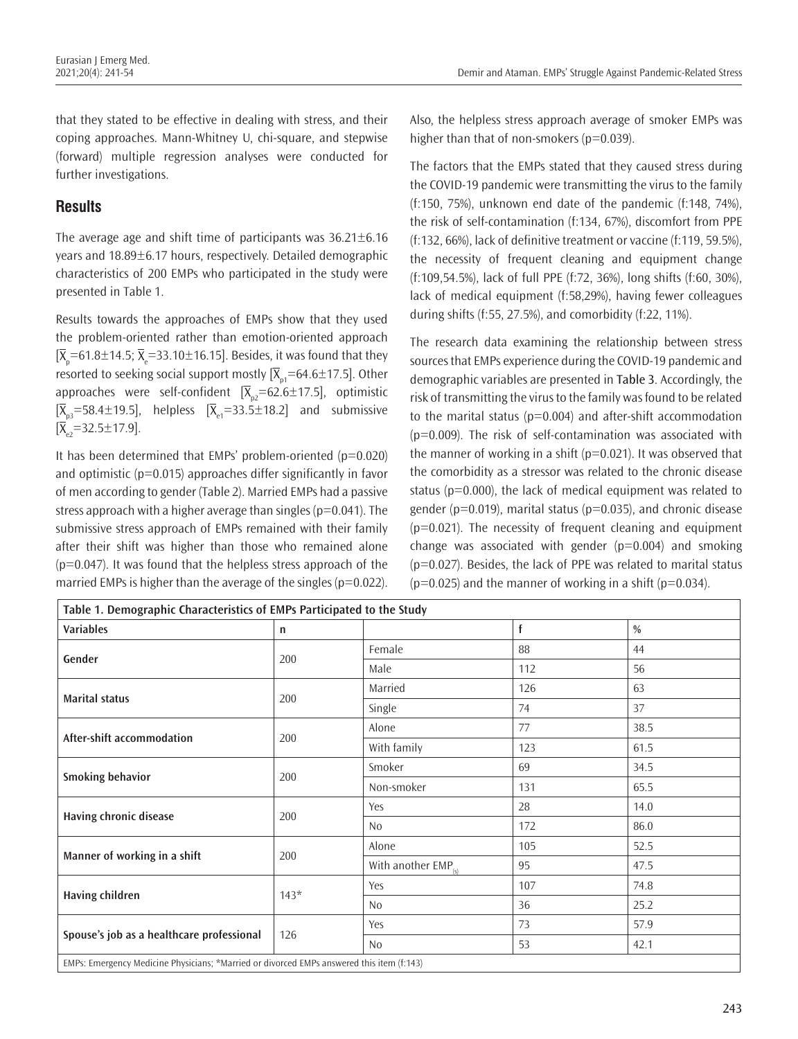that they stated to be effective in dealing with stress, and their coping approaches. Mann-Whitney U, chi-square, and stepwise (forward) multiple regression analyses were conducted for further investigations.

## Results

The average age and shift time of participants was 36.21±6.16 years and 18.89±6.17 hours, respectively. Detailed demographic characteristics of 200 EMPs who participated in the study were presented in Table 1.

Results towards the approaches of EMPs show that they used the problem-oriented rather than emotion-oriented approach [$\overline{X}_p$=61.8±14.5; $\overline{X}_e$=33.10±16.15]. Besides, it was found that they resorted to seeking social support mostly [$\overline{X}_{p1}$=64.6±17.5]. Other approaches were self-confident [$\overline{X}_{p2}$=62.6±17.5], optimistic [$\overline{X}_{p3}$=58.4±19.5], helpless [$\overline{X}_{e1}$=33.5±18.2] and submissive [$\overline{X}_{e2}$=32.5±17.9].

It has been determined that EMPs' problem-oriented (p=0.020) and optimistic (p=0.015) approaches differ significantly in favor of men according to gender (Table 2). Married EMPs had a passive stress approach with a higher average than singles (p=0.041). The submissive stress approach of EMPs remained with their family after their shift was higher than those who remained alone (p=0.047). It was found that the helpless stress approach of the married EMPs is higher than the average of the singles (p=0.022). Also, the helpless stress approach average of smoker EMPs was higher than that of non-smokers (p=0.039).

The factors that the EMPs stated that they caused stress during the COVID-19 pandemic were transmitting the virus to the family (f:150, 75%), unknown end date of the pandemic (f:148, 74%), the risk of self-contamination (f:134, 67%), discomfort from PPE (f:132, 66%), lack of definitive treatment or vaccine (f:119, 59.5%), the necessity of frequent cleaning and equipment change (f:109,54.5%), lack of full PPE (f:72, 36%), long shifts (f:60, 30%), lack of medical equipment (f:58,29%), having fewer colleagues during shifts (f:55, 27.5%), and comorbidity (f:22, 11%).

The research data examining the relationship between stress sources that EMPs experience during the COVID-19 pandemic and demographic variables are presented in Table 3. Accordingly, the risk of transmitting the virus to the family was found to be related to the marital status (p=0.004) and after-shift accommodation (p=0.009). The risk of self-contamination was associated with the manner of working in a shift (p=0.021). It was observed that the comorbidity as a stressor was related to the chronic disease status (p=0.000), the lack of medical equipment was related to gender (p=0.019), marital status (p=0.035), and chronic disease (p=0.021). The necessity of frequent cleaning and equipment change was associated with gender (p=0.004) and smoking (p=0.027). Besides, the lack of PPE was related to marital status (p=0.025) and the manner of working in a shift (p=0.034).

**Table 1. Demographic Characteristics of EMPs Participated to the Study**

| Variables | n | | f | % |
|---|---|---|---|---|
| **Gender** | 200 | Female | 88 | 44 |
| | | Male | 112 | 56 |
| **Marital status** | 200 | Married | 126 | 63 |
| | | Single | 74 | 37 |
| **After-shift accommodation** | 200 | Alone | 77 | 38.5 |
| | | With family | 123 | 61.5 |
| **Smoking behavior** | 200 | Smoker | 69 | 34.5 |
| | | Non-smoker | 131 | 65.5 |
| **Having chronic disease** | 200 | Yes | 28 | 14.0 |
| | | No | 172 | 86.0 |
| **Manner of working in a shift** | 200 | Alone | 105 | 52.5 |
| | | With another $EMP_{(s)}$ | 95 | 47.5 |
| **Having children** | 143* | Yes | 107 | 74.8 |
| | | No | 36 | 25.2 |
| **Spouse's job as a healthcare professional** | 126 | Yes | 73 | 57.9 |
| | | No | 53 | 42.1 |

EMPs: Emergency Medicine Physicians; *Married or divorced EMPs answered this item (f:143)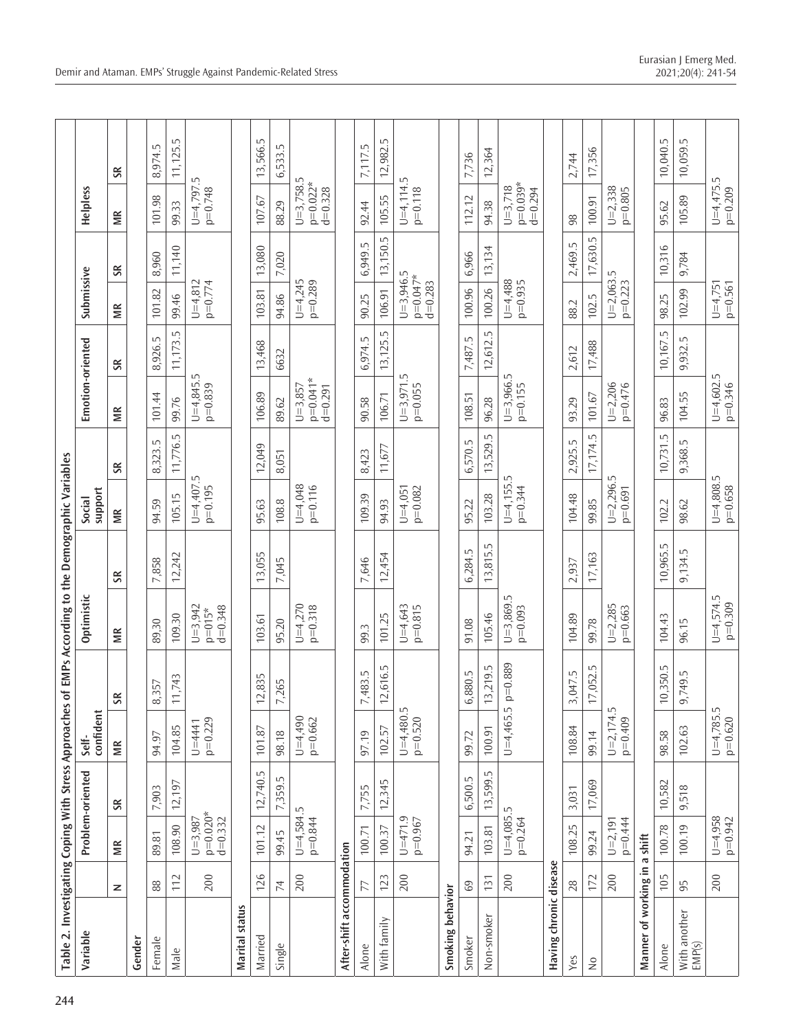Table 2. Investigating Coping With Stress Approaches of EMPs According to the Demographic Variables

| Variable | | Problem-oriented | | Self-confident | | Optimistic | | Social support | | Emotion-oriented | | Submissive | | Helpless | |
|---|---|---|---|---|---|---|---|---|---|---|---|---|---|---|---|
| | N | MR | SR | MR | SR | MR | SR | MR | SR | MR | SR | MR | SR | MR | SR |
| **Gender** | | | | | | | | | | | | | | | |
| Female | 88 | 89.81 | 7,903 | 94.97 | 8,357 | 89,30 | 7,858 | 94.59 | 8,323.5 | 101.44 | 8,926.5 | 101.82 | 8,960 | 101.98 | 8,974.5 |
| Male | 112 | 108.90 | 12,197 | 104.85 | 11,743 | 109,30 | 12,242 | 105.15 | 11,776.5 | 99.76 | 11,173.5 | 99.46 | 11,140 | 99.33 | 11,125.5 |
| | 200 | U=3,987 p=0.020* d=0.332 | | U=4441 p=0.229 | | U=3,942 p=015* d=0.348 | | U=4,407.5 p=0.195 | | U=4,845.5 p=0.839 | | U=4,812 p=0.774 | | U=4,797.5 p=0.748 | |
| **Marital status** | | | | | | | | | | | | | | | |
| Married | 126 | 101.12 | 12,740.5 | 101.87 | 12,835 | 103.61 | 13,055 | 95.63 | 12,049 | 106.89 | 13,468 | 103.81 | 13,080 | 107.67 | 13,566.5 |
| Single | 74 | 99.45 | 7,359.5 | 98.18 | 7,265 | 95.20 | 7,045 | 108.8 | 8,051 | 89.62 | 6632 | 94.86 | 7,020 | 88.29 | 6,533.5 |
| | 200 | U=4,584.5 p=0.844 | | U=4,490 p=0.662 | | U=4,270 p=0.318 | | U=4,048 p=0.116 | | U=3,857 p=0.041* d=0.291 | | U=4,245 p=0.289 | | U=3,758.5 p=0.022* d=0.328 | |
| **After-shift accommodation** | | | | | | | | | | | | | | | |
| Alone | 77 | 100.71 | 7,755 | 97.19 | 7,483.5 | 99.3 | 7,646 | 109.39 | 8,423 | 90.58 | 6,974.5 | 90.25 | 6,949.5 | 92.44 | 7,117.5 |
| With family | 123 | 100.37 | 12,345 | 102.57 | 12,616.5 | 101.25 | 12,454 | 94.93 | 11,677 | 106.71 | 13,125.5 | 106.91 | 13,150.5 | 105.55 | 12,982.5 |
| | 200 | U=471.9 p=0.967 | | U=4,480.5 p=0.520 | | U=4,643 p=0.815 | | U=4,051 p=0.082 | | U=3,971.5 p=0.055 | | U=3,946.5 p=0.047* d=0.283 | | U=4,114.5 p=0.118 | |
| **Smoking behavior** | | | | | | | | | | | | | | | |
| Smoker | 69 | 94.21 | 6,500.5 | 99.72 | 6,880.5 | 91.08 | 6,284.5 | 95.22 | 6,570.5 | 108.51 | 7,487.5 | 100.96 | 6,966 | 112.12 | 7,736 |
| Non-smoker | 131 | 103.81 | 13,599.5 | 100.91 | 13,219.5 | 105.46 | 13,815.5 | 103.28 | 13,529.5 | 96.28 | 12,612.5 | 100.26 | 13,134 | 94.38 | 12,364 |
| | 200 | U=4,085.5 p=0.264 | | U=4,465.5 p=0.889 | | U=3,869.5 p=0.093 | | U=4,155.5 p=0.344 | | U=3,966.5 p=0.155 | | U=4,488 p=0.935 | | U=3,718 p=0.039* d=0.294 | |
| **Having chronic disease** | | | | | | | | | | | | | | | |
| Yes | 28 | 108.25 | 3,031 | 108.84 | 3,047.5 | 104.89 | 2,937 | 104.48 | 2,925.5 | 93.29 | 2,612 | 88.2 | 2,469.5 | 98 | 2,744 |
| No | 172 | 99.24 | 17,069 | 99.14 | 17,052.5 | 99.78 | 17,163 | 99.85 | 17,174.5 | 101.67 | 17,488 | 102.5 | 17,630.5 | 100.91 | 17,356 |
| | 200 | U=2,191 p=0.444 | | U=2,174.5 p=0.409 | | U=2,285 p=0.663 | | U=2,296.5 p=0.691 | | U=2,206 p=0.476 | | U=2,063.5 p=0.223 | | U=2,338 p=0.805 | |
| **Manner of working in a shift** | | | | | | | | | | | | | | | |
| Alone | 105 | 100.78 | 10,582 | 98.58 | 10,350.5 | 104.43 | 10,965.5 | 102.2 | 10,731.5 | 96.83 | 10,167.5 | 98.25 | 10,316 | 95.62 | 10,040.5 |
| With another EMP(s) | 95 | 100.19 | 9,518 | 102.63 | 9,749.5 | 96.15 | 9,134.5 | 98.62 | 9,368.5 | 104.55 | 9,932.5 | 102.99 | 9,784 | 105.89 | 10,059.5 |
| | 200 | U=4,958 p=0.942 | | U=4,785.5 p=0.620 | | U=4,574.5 p=0.309 | | U=4,808.5 p=0.658 | | U=4,602.5 p=0.346 | | U=4,751 p=0.561 | | U=4,475.5 p=0.209 | |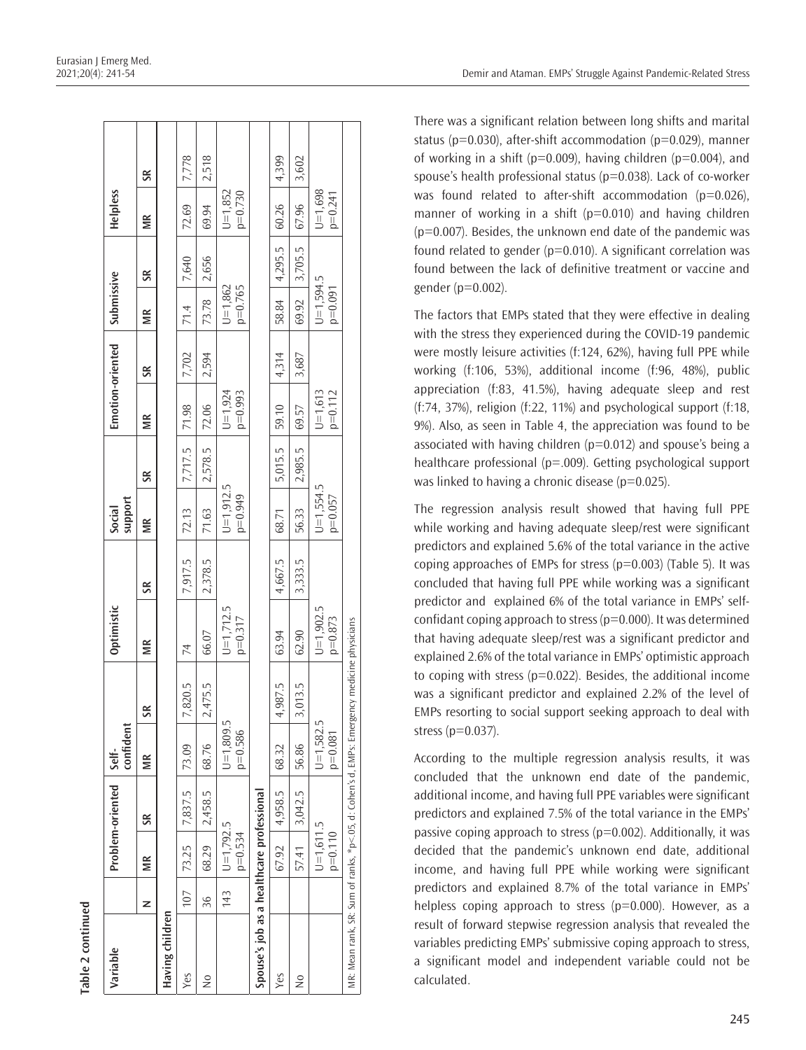**Table 2 continued**

| Variable | | Problem-oriented | | Self-confident | | Optimistic | | Social support | | Emotion-oriented | | Submissive | | Helpless | |
|---|---|---|---|---|---|---|---|---|---|---|---|---|---|---|---|
| | N | MR | SR | MR | SR | MR | SR | MR | SR | MR | SR | MR | SR | MR | SR |
| **Having children** | | | | | | | | | | | | | | | |
| Yes | 107 | 73.25 | 7,837.5 | 73.09 | 7,820.5 | 74 | 7,917.5 | 72.13 | 7,717.5 | 71.98 | 7,702 | 71.4 | 7,640 | 72.69 | 7,778 |
| No | 36 | 68.29 | 2,458.5 | 68.76 | 2,475.5 | 66.07 | 2,378.5 | 71.63 | 2,578.5 | 72.06 | 2,594 | 73.78 | 2,656 | 69.94 | 2,518 |
| | 143 | U=1,792.5 p=0.534 | | U=1,809.5 p=0.586 | | U=1,712.5 p=0.317 | | U=1,912.5 p=0.949 | | U=1,924 p=0.993 | | U=1,862 p=0.765 | | U=1,852 p=0.730 | |
| **Spouse's job as a healthcare professional** | | | | | | | | | | | | | | | |
| Yes | | 67.92 | 4,958.5 | 68.32 | 4,987.5 | 63.94 | 4,667.5 | 68.71 | 5,015.5 | 59.10 | 4,314 | 58.84 | 4,295.5 | 60.26 | 4,399 |
| No | | 57.41 | 3,042.5 | 56.86 | 3,013.5 | 62.90 | 3,333.5 | 56.33 | 2,985.5 | 69.57 | 3,687 | 69.92 | 3,705.5 | 67.96 | 3,602 |
| | | U=1,611.5 p=0.110 | | U=1,582.5 p=0.081 | | U=1,902.5 p=0.873 | | U=1,554.5 p=0.057 | | U=1,613 p=0.112 | | U=1,594.5 p=0.091 | | U=1,698 p=0.241 | |

MR: Mean rank, SR: Sum of ranks, *p<.05, d: Cohen's d, EMPs: Emergency medicine physicians

There was a significant relation between long shifts and marital status (p=0.030), after-shift accommodation (p=0.029), manner of working in a shift (p=0.009), having children (p=0.004), and spouse's health professional status (p=0.038). Lack of co-worker was found related to after-shift accommodation (p=0.026), manner of working in a shift (p=0.010) and having children (p=0.007). Besides, the unknown end date of the pandemic was found related to gender (p=0.010). A significant correlation was found between the lack of definitive treatment or vaccine and gender (p=0.002).

The factors that EMPs stated that they were effective in dealing with the stress they experienced during the COVID-19 pandemic were mostly leisure activities (f:124, 62%), having full PPE while working (f:106, 53%), additional income (f:96, 48%), public appreciation (f:83, 41.5%), having adequate sleep and rest (f:74, 37%), religion (f:22, 11%) and psychological support (f:18, 9%). Also, as seen in Table 4, the appreciation was found to be associated with having children (p=0.012) and spouse's being a healthcare professional (p=.009). Getting psychological support was linked to having a chronic disease (p=0.025).

The regression analysis result showed that having full PPE while working and having adequate sleep/rest were significant predictors and explained 5.6% of the total variance in the active coping approaches of EMPs for stress (p=0.003) (Table 5). It was concluded that having full PPE while working was a significant predictor and explained 6% of the total variance in EMPs' self-confidant coping approach to stress (p=0.000). It was determined that having adequate sleep/rest was a significant predictor and explained 2.6% of the total variance in EMPs' optimistic approach to coping with stress (p=0.022). Besides, the additional income was a significant predictor and explained 2.2% of the level of EMPs resorting to social support seeking approach to deal with stress (p=0.037).

According to the multiple regression analysis results, it was concluded that the unknown end date of the pandemic, additional income, and having full PPE variables were significant predictors and explained 7.5% of the total variance in the EMPs' passive coping approach to stress (p=0.002). Additionally, it was decided that the pandemic's unknown end date, additional income, and having full PPE while working were significant predictors and explained 8.7% of the total variance in EMPs' helpless coping approach to stress (p=0.000). However, as a result of forward stepwise regression analysis that revealed the variables predicting EMPs' submissive coping approach to stress, a significant model and independent variable could not be calculated.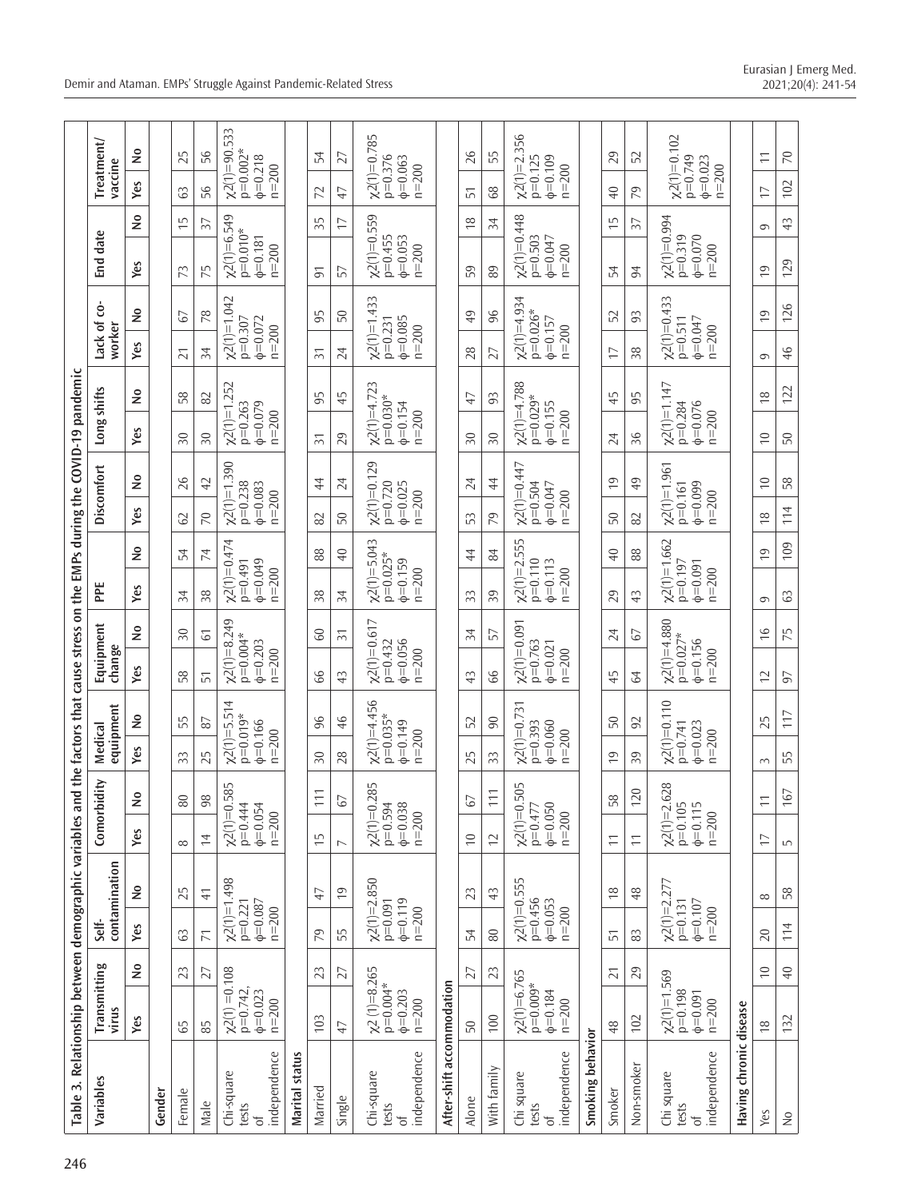**Table 3. Relationship between demographic variables and the factors that cause stress on the EMPs during the COVID-19 pandemic**

| Variables | Transmitting virus | | Self-contamination | | Comorbidity | | Medical equipment | | Equipment change | | PPE | | Discomfort | | Long shifts | | Lack of co-worker | | End date | | Treatment/vaccine | |
|---|---|---|---|---|---|---|---|---|---|---|---|---|---|---|---|---|---|---|---|---|---|---|
| | Yes | No | Yes | No | Yes | No | Yes | No | Yes | No | Yes | No | Yes | No | Yes | No | Yes | No | Yes | No | Yes | No |
| **Gender** | | | | | | | | | | | | | | | | | | | | | | |
| Female | 65 | 23 | 63 | 25 | 8 | 80 | 33 | 55 | 58 | 30 | 34 | 54 | 62 | 26 | 30 | 58 | 21 | 67 | 73 | 15 | 63 | 25 |
| Male | 85 | 27 | 71 | 41 | 14 | 98 | 25 | 87 | 51 | 61 | 38 | 74 | 70 | 42 | 30 | 82 | 34 | 78 | 75 | 37 | 56 | 56 |
| Chi-square tests of independence | $\chi^2$(1)=0.108, p=0.742, $\phi$=0.023 n=200 | | $\chi^2$(1)=1.498 p=0.221 $\phi$=0.087 n=200 | | $\chi^2$(1)=0.585 p=0.444 $\phi$=0.054 n=200 | | $\chi^2$(1)=5.514 p=0.019* $\phi$=0.166 n=200 | | $\chi^2$(1)=8.249 p=0.004* $\phi$=0.203 n=200 | | $\chi^2$(1)=0.474 p=0.491 $\phi$=0.049 n=200 | | $\chi^2$(1)=1.390 p=0.238 $\phi$=0.083 n=200 | | $\chi^2$(1)=1.252 p=0.263 $\phi$=0.079 n=200 | | $\chi^2$(1)=1.042 p=0.307 $\phi$=0.072 n=200 | | $\chi^2$(1)=6.549 p=0.010* $\phi$=0.181 n=200 | | $\chi^2$(1)=90.533 p=0.002* $\phi$=0.218 n=200 | |
| **Marital status** | | | | | | | | | | | | | | | | | | | | | | |
| Married | 103 | 23 | 79 | 47 | 15 | 111 | 30 | 96 | 66 | 60 | 38 | 88 | 82 | 44 | 31 | 95 | 31 | 95 | 91 | 35 | 72 | 54 |
| Single | 47 | 27 | 55 | 19 | 7 | 67 | 28 | 46 | 43 | 31 | 34 | 40 | 50 | 24 | 29 | 45 | 24 | 50 | 57 | 17 | 47 | 27 |
| Chi-square tests of independence | $\chi^2$ (1)=8.265 p=0.004* $\phi$=0.203 n=200 | | $\chi^2$(1)=2.850 p=0.091 $\phi$=0.119 n=200 | | $\chi^2$(1)=0.285 p=0.594 $\phi$=0.038 n=200 | | $\chi^2$(1)=4.456 p=0.035* $\phi$=0.149 n=200 | | $\chi^2$(1)=0.617 p=0.432 $\phi$=0.056 n=200 | | $\chi^2$(1)=5.043 p=0.025* $\phi$=0.159 n=200 | | $\chi^2$(1)=0.129 p=0.720 $\phi$=0.025 n=200 | | $\chi^2$(1)=4.723 p=0.030* $\phi$=0.154 n=200 | | $\chi^2$(1)=1.433 p=0.231 $\phi$=0.085 n=200 | | $\chi^2$(1)=0.559 p=0.455 $\phi$=0.053 n=200 | | $\chi^2$(1)=0.785 p=0.376 $\phi$=0.063 n=200 | |
| **After-shift accommodation** | | | | | | | | | | | | | | | | | | | | | | |
| Alone | 50 | 27 | 54 | 23 | 10 | 67 | 25 | 52 | 43 | 34 | 33 | 44 | 53 | 24 | 30 | 47 | 28 | 49 | 59 | 18 | 51 | 26 |
| With family | 100 | 23 | 80 | 43 | 12 | 111 | 33 | 90 | 66 | 57 | 39 | 84 | 79 | 44 | 30 | 93 | 27 | 96 | 89 | 34 | 68 | 55 |
| Chi square tests of independence | $\chi^2$(1)=6.765 p=0.009* $\phi$=0.184 n=200 | | $\chi^2$(1)=0.555 p=0.456 $\phi$=0.053 n=200 | | $\chi^2$(1)=0.505 p=0.477 $\phi$=0.050 n=200 | | $\chi^2$(1)=0.731 p=0.393 $\phi$=0.060 n=200 | | $\chi^2$(1)=0.091 p=0.763 $\phi$=0.021 n=200 | | $\chi^2$(1)=2.555 p=0.110 $\phi$=0.113 n=200 | | $\chi^2$(1)=0.447 p=0.504 $\phi$=0.047 n=200 | | $\chi^2$(1)=4.788 p=0.029* $\phi$=0.155 n=200 | | $\chi^2$(1)=4.934 p=0.026* $\phi$=0.157 n=200 | | $\chi^2$(1)=0.448 p=0.503 $\phi$=0.047 n=200 | | $\chi^2$(1)=2.356 p=0.125 $\phi$=0.109 n=200 | |
| **Smoking behavior** | | | | | | | | | | | | | | | | | | | | | | |
| Smoker | 48 | 21 | 51 | 18 | 11 | 58 | 19 | 50 | 45 | 24 | 29 | 40 | 50 | 19 | 24 | 45 | 17 | 52 | 54 | 15 | 40 | 29 |
| Non-smoker | 102 | 29 | 83 | 48 | 11 | 120 | 39 | 92 | 64 | 67 | 43 | 88 | 82 | 49 | 36 | 95 | 38 | 93 | 94 | 37 | 79 | 52 |
| Chi square tests of independence | $\chi^2$(1)=1.569 p=0.198 $\phi$=0.091 n=200 | | $\chi^2$(1)=2.277 p=0.131 $\phi$=0.107 n=200 | | $\chi^2$(1)=2.628 p=0.105 $\phi$=0.115 n=200 | | $\chi^2$(1)=0.110 p=0.741 $\phi$=0.023 n=200 | | $\chi^2$(1)=4.880 p=0.027* $\phi$=0.156 n=200 | | $\chi^2$(1)=1.662 p=0.197 $\phi$=0.091 n=200 | | $\chi^2$(1)=1.961 p=0.161 $\phi$=0.099 n=200 | | $\chi^2$(1)=1.147 p=0.284 $\phi$=0.076 n=200 | | $\chi^2$(1)=0.433 p=0.511 $\phi$=0.047 n=200 | | $\chi^2$(1)=0.994 p=0.319 $\phi$=0.070 n=200 | | $\chi^2$(1)=0.102 p=0.749 $\phi$=0.023 n=200 | |
| **Having chronic disease** | | | | | | | | | | | | | | | | | | | | | | |
| Yes | 18 | 10 | 20 | 8 | 17 | 11 | 3 | 25 | 12 | 16 | 9 | 19 | 18 | 10 | 10 | 18 | 9 | 19 | 19 | 9 | 17 | 11 |
| No | 132 | 40 | 114 | 58 | 5 | 167 | 55 | 117 | 97 | 75 | 63 | 109 | 114 | 58 | 50 | 122 | 46 | 126 | 129 | 43 | 102 | 70 |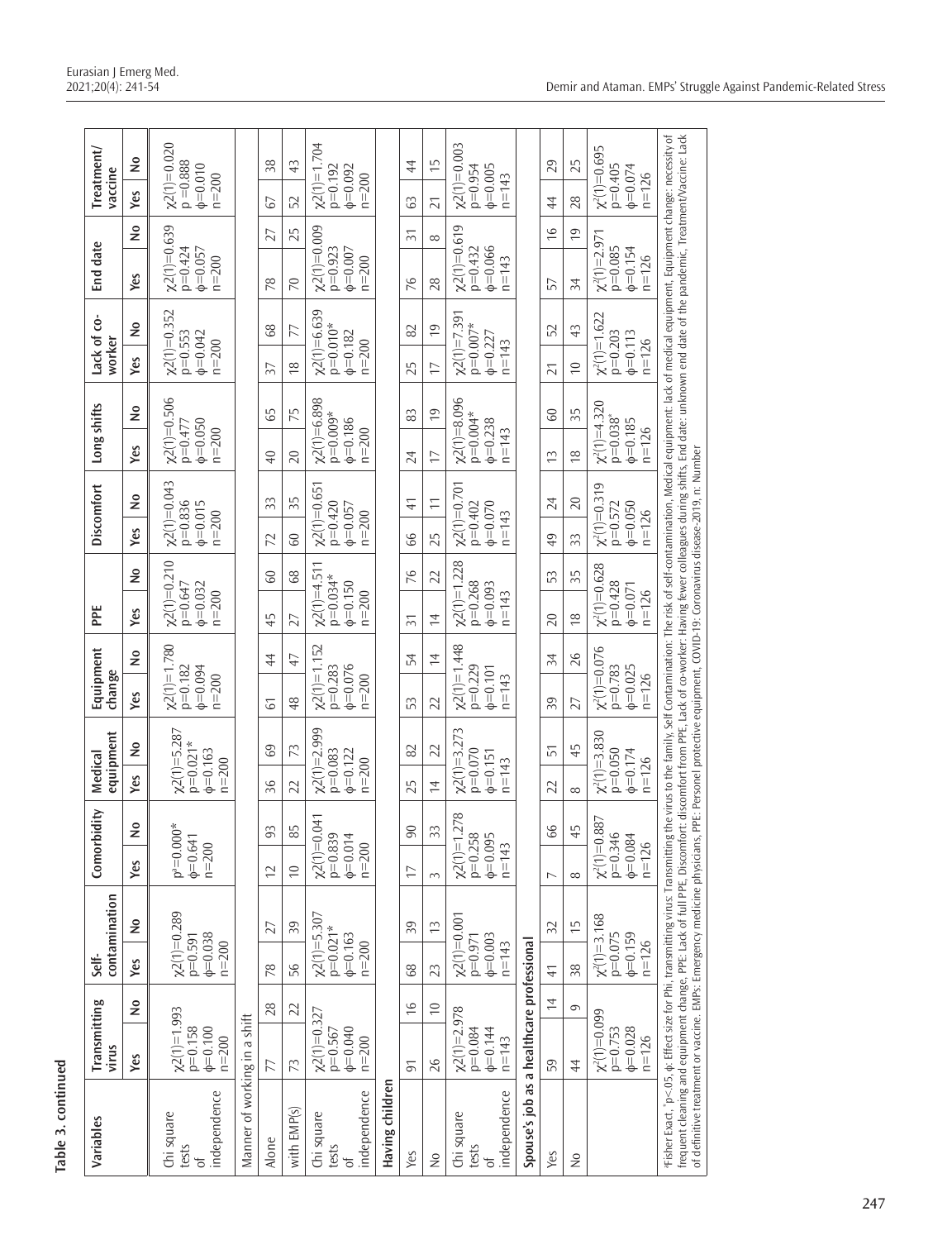**Table 3. continued**

| Variables | Transmitting virus | | Self-contamination | | Comorbidity | | Medical equipment | | Equipment change | | PPE | | Discomfort | | Long shifts | | Lack of co-worker | | End date | | Treatment/vaccine | |
|---|---|---|---|---|---|---|---|---|---|---|---|---|---|---|---|---|---|---|---|---|---|---|
| | Yes | No | Yes | No | Yes | No | Yes | No | Yes | No | Yes | No | Yes | No | Yes | No | Yes | No | Yes | No | Yes | No |
| Chi square tests of independence | $\chi^2(1)=1.993$ $p=0.158$ $\phi=0.100$ $n=200$ | | $\chi^2(1)=0.289$ $p=0.591$ $\phi=0.038$ $n=200$ | | $p^a=0.000^*$ $\phi=0.641$ $n=200$ | | $\chi^2(1)=5.287$ $p=0.021^*$ $\phi=0.163$ $n=200$ | | $\chi^2(1)=1.780$ $p=0.182$ $\phi=0.094$ $n=200$ | | $\chi^2(1)=0.210$ $p=0.647$ $\phi=0.032$ $n=200$ | | $\chi^2(1)=0.043$ $p=0.836$ $\phi=0.015$ $n=200$ | | $\chi^2(1)=0.506$ $p=0.477$ $\phi=0.050$ $n=200$ | | $\chi^2(1)=0.352$ $p=0.553$ $\phi=0.042$ $n=200$ | | $\chi^2(1)=0.639$ $p=0.424$ $\phi=0.057$ $n=200$ | | $\chi^2(1)=0.020$ $p=0.888$ $\phi=0.010$ $n=200$ | |
| Manner of working in a shift | | | | | | | | | | | | | | | | | | | | | | |
| Alone | 77 | 28 | 78 | 27 | 12 | 93 | 36 | 69 | 61 | 44 | 45 | 60 | 72 | 33 | 40 | 65 | 37 | 68 | 78 | 27 | 67 | 38 |
| with EMP(s) | 73 | 22 | 56 | 39 | 10 | 85 | 22 | 73 | 48 | 47 | 27 | 68 | 60 | 35 | 20 | 75 | 18 | 77 | 70 | 25 | 52 | 43 |
| Chi square tests of independence | $\chi^2(1)=0.327$ $p=0.567$ $\phi=0.040$ $n=200$ | | $\chi^2(1)=5.307$ $p=0.021^*$ $\phi=0.163$ $n=200$ | | $\chi^2(1)=0.041$ $p=0.839$ $\phi=0.014$ $n=200$ | | $\chi^2(1)=2.999$ $p=0.083$ $\phi=0.122$ $n=200$ | | $\chi^2(1)=1.152$ $p=0.283$ $\phi=0.076$ $n=200$ | | $\chi^2(1)=4.511$ $p=0.034^*$ $\phi=0.150$ $n=200$ | | $\chi^2(1)=0.651$ $p=0.420$ $\phi=0.057$ $n=200$ | | $\chi^2(1)=6.898$ $p=0.009^*$ $\phi=0.186$ $n=200$ | | $\chi^2(1)=6.639$ $p=0.010^*$ $\phi=0.182$ $n=200$ | | $\chi^2(1)=0.009$ $p=0.923$ $\phi=0.007$ $n=200$ | | $\chi^2(1)=1.704$ $p=0.192$ $\phi=0.092$ $n=200$ | |
| **Having children** | | | | | | | | | | | | | | | | | | | | | | |
| Yes | 91 | 16 | 68 | 39 | 17 | 90 | 25 | 82 | 53 | 54 | 31 | 76 | 66 | 41 | 24 | 83 | 25 | 82 | 76 | 31 | 63 | 44 |
| No | 26 | 10 | 23 | 13 | 3 | 33 | 14 | 22 | 22 | 14 | 14 | 22 | 25 | 11 | 17 | 19 | 17 | 19 | 28 | 8 | 21 | 15 |
| Chi square tests of independence | $\chi^2(1)=2.978$ $p=0.084$ $\phi=0.144$ $n=143$ | | $\chi^2(1)=0.001$ $p=0.971$ $\phi=0.003$ $n=143$ | | $\chi^2(1)=1.278$ $p=0.258$ $\phi=0.095$ $n=143$ | | $\chi^2(1)=3.273$ $p=0.070$ $\phi=0.151$ $n=143$ | | $\chi^2(1)=1.448$ $p=0.229$ $\phi=0.101$ $n=143$ | | $\chi^2(1)=1.228$ $p=0.268$ $\phi=0.093$ $n=143$ | | $\chi^2(1)=0.701$ $p=0.402$ $\phi=0.070$ $n=143$ | | $\chi^2(1)=8.096$ $p=0.004^*$ $\phi=0.238$ $n=143$ | | $\chi^2(1)=7.391$ $p=0.007^*$ $\phi=0.227$ $n=143$ | | $\chi^2(1)=0.619$ $p=0.432$ $\phi=0.066$ $n=143$ | | $\chi^2(1)=0.003$ $p=0.954$ $\phi=0.005$ $n=143$ | |
| **Spouse's job as a healthcare professional** | | | | | | | | | | | | | | | | | | | | | | |
| Yes | 59 | 14 | 41 | 32 | 7 | 66 | 22 | 51 | 39 | 34 | 20 | 53 | 49 | 24 | 13 | 60 | 21 | 52 | 57 | 16 | 44 | 29 |
| No | 44 | 9 | 38 | 15 | 8 | 45 | 8 | 45 | 27 | 26 | 18 | 35 | 33 | 20 | 18 | 35 | 10 | 43 | 34 | 19 | 28 | 25 |
| | $\chi^2(1)=0.099$ $p=0.753$ $\phi=0.028$ $n=126$ | | $\chi^2(1)=3.168$ $p=0.075$ $\phi=0.159$ $n=126$ | | $\chi^2(1)=0.887$ $p=0.346$ $\phi=0.084$ $n=126$ | | $\chi^2(1)=3.830$ $p=0.050$ $\phi=0.174$ $n=126$ | | $\chi^2(1)=0.076$ $p=0.783$ $\phi=0.025$ $n=126$ | | $\chi^2(1)=0.628$ $p=0.428$ $\phi=0.071$ $n=126$ | | $\chi^2(1)=0.319$ $p=0.572$ $\phi=0.050$ $n=126$ | | $\chi^2(1)=4.320$ $p=0.038^*$ $\phi=0.185$ $n=126$ | | $\chi^2(1)=1.622$ $p=0.203$ $\phi=0.113$ $n=126$ | | $\chi^2(1)=2.971$ $p=0.085$ $\phi=0.154$ $n=126$ | | $\chi^2(1)=0.695$ $p=0.405$ $\phi=0.074$ $n=126$ | |

[a]Fisher Exact, *p<.05, φ: Effect size for Phi, transmitting virus: Transmitting the virus to the family, Self Contamination: The risk of self-contamination, Medical equipment: lack of medical equipment, Equipment change: necessity of frequent cleaning and equipment change, PPE: Lack of full PPE, Discomfort: discomfort from PPE, Lack of co-worker: Having fewer colleagues during shifts, End date: unknown end date of the pandemic, Treatment/Vaccine: Lack of definitive treatment or vaccine. EMPs: Emergency medicine physicians, PPE: Personel protective equipment, COVID-19: Coronavirus disease-2019, n: Number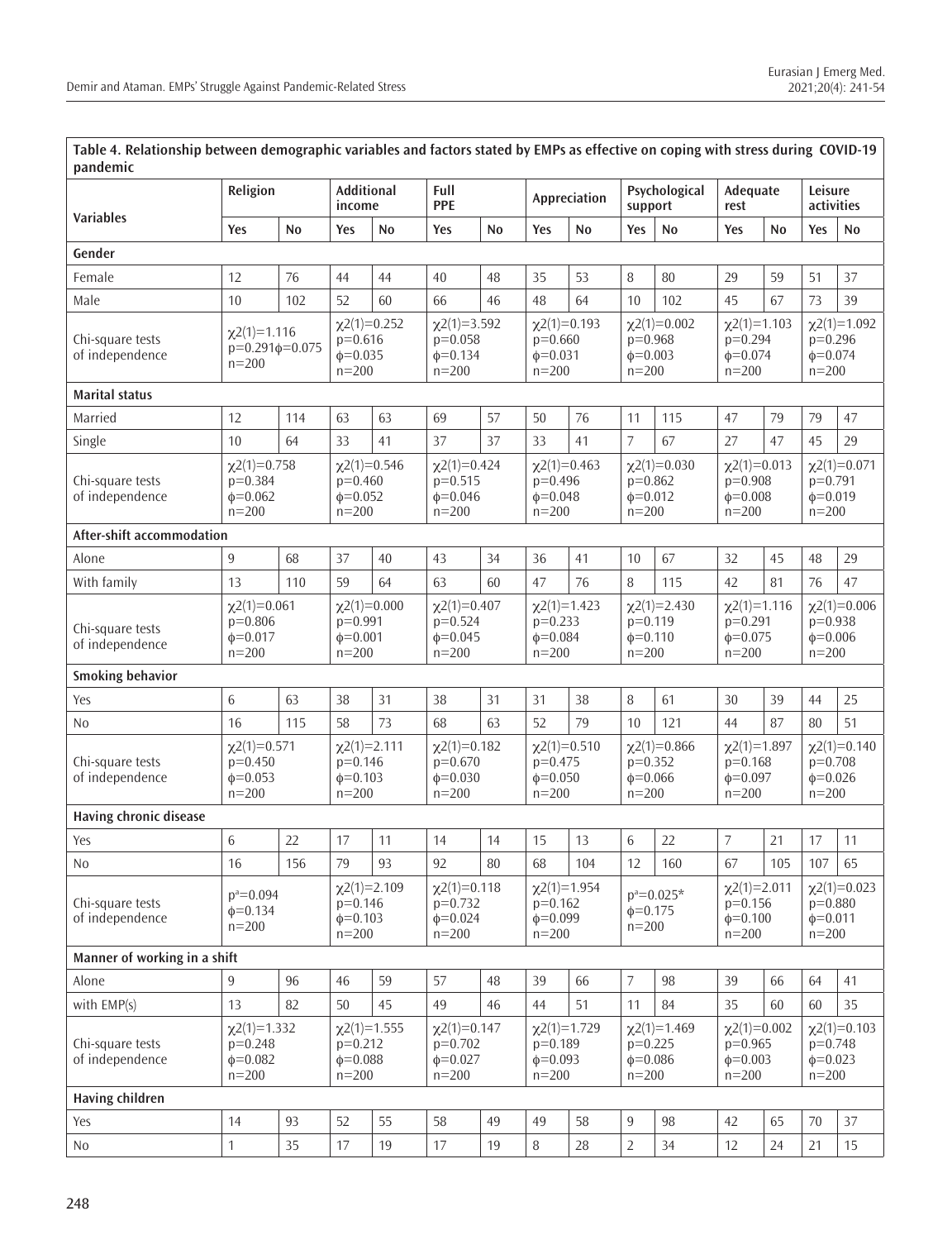**Table 4. Relationship between demographic variables and factors stated by EMPs as effective on coping with stress during COVID-19 pandemic**

| Variables | Religion | | Additional income | | Full PPE | | Appreciation | | Psychological support | | Adequate rest | | Leisure activities | |
|---|---|---|---|---|---|---|---|---|---|---|---|---|---|---|
| | Yes | No | Yes | No | Yes | No | Yes | No | Yes | No | Yes | No | Yes | No |
| **Gender** | | | | | | | | | | | | | | |
| Female | 12 | 76 | 44 | 44 | 40 | 48 | 35 | 53 | 8 | 80 | 29 | 59 | 51 | 37 |
| Male | 10 | 102 | 52 | 60 | 66 | 46 | 48 | 64 | 10 | 102 | 45 | 67 | 73 | 39 |
| Chi-square tests of independence | $\chi2(1)=1.116$ p=0.291 $\phi=0.075$ n=200 | | $\chi2(1)=0.252$ p=0.616 $\phi=0.035$ n=200 | | $\chi2(1)=3.592$ p=0.058 $\phi=0.134$ n=200 | | $\chi2(1)=0.193$ p=0.660 $\phi=0.031$ n=200 | | $\chi2(1)=0.002$ p=0.968 $\phi=0.003$ n=200 | | $\chi2(1)=1.103$ p=0.294 $\phi=0.074$ n=200 | | $\chi2(1)=1.092$ p=0.296 $\phi=0.074$ n=200 | |
| **Marital status** | | | | | | | | | | | | | | |
| Married | 12 | 114 | 63 | 63 | 69 | 57 | 50 | 76 | 11 | 115 | 47 | 79 | 79 | 47 |
| Single | 10 | 64 | 33 | 41 | 37 | 37 | 33 | 41 | 7 | 67 | 27 | 47 | 45 | 29 |
| Chi-square tests of independence | $\chi2(1)=0.758$ p=0.384 $\phi=0.062$ n=200 | | $\chi2(1)=0.546$ p=0.460 $\phi=0.052$ n=200 | | $\chi2(1)=0.424$ p=0.515 $\phi=0.046$ n=200 | | $\chi2(1)=0.463$ p=0.496 $\phi=0.048$ n=200 | | $\chi2(1)=0.030$ p=0.862 $\phi=0.012$ n=200 | | $\chi2(1)=0.013$ p=0.908 $\phi=0.008$ n=200 | | $\chi2(1)=0.071$ p=0.791 $\phi=0.019$ n=200 | |
| **After-shift accommodation** | | | | | | | | | | | | | | |
| Alone | 9 | 68 | 37 | 40 | 43 | 34 | 36 | 41 | 10 | 67 | 32 | 45 | 48 | 29 |
| With family | 13 | 110 | 59 | 64 | 63 | 60 | 47 | 76 | 8 | 115 | 42 | 81 | 76 | 47 |
| Chi-square tests of independence | $\chi2(1)=0.061$ p=0.806 $\phi=0.017$ n=200 | | $\chi2(1)=0.000$ p=0.991 $\phi=0.001$ n=200 | | $\chi2(1)=0.407$ p=0.524 $\phi=0.045$ n=200 | | $\chi2(1)=1.423$ p=0.233 $\phi=0.084$ n=200 | | $\chi2(1)=2.430$ p=0.119 $\phi=0.110$ n=200 | | $\chi2(1)=1.116$ p=0.291 $\phi=0.075$ n=200 | | $\chi2(1)=0.006$ p=0.938 $\phi=0.006$ n=200 | |
| **Smoking behavior** | | | | | | | | | | | | | | |
| Yes | 6 | 63 | 38 | 31 | 38 | 31 | 31 | 38 | 8 | 61 | 30 | 39 | 44 | 25 |
| No | 16 | 115 | 58 | 73 | 68 | 63 | 52 | 79 | 10 | 121 | 44 | 87 | 80 | 51 |
| Chi-square tests of independence | $\chi2(1)=0.571$ p=0.450 $\phi=0.053$ n=200 | | $\chi2(1)=2.111$ p=0.146 $\phi=0.103$ n=200 | | $\chi2(1)=0.182$ p=0.670 $\phi=0.030$ n=200 | | $\chi2(1)=0.510$ p=0.475 $\phi=0.050$ n=200 | | $\chi2(1)=0.866$ p=0.352 $\phi=0.066$ n=200 | | $\chi2(1)=1.897$ p=0.168 $\phi=0.097$ n=200 | | $\chi2(1)=0.140$ p=0.708 $\phi=0.026$ n=200 | |
| **Having chronic disease** | | | | | | | | | | | | | | |
| Yes | 6 | 22 | 17 | 11 | 14 | 14 | 15 | 13 | 6 | 22 | 7 | 21 | 17 | 11 |
| No | 16 | 156 | 79 | 93 | 92 | 80 | 68 | 104 | 12 | 160 | 67 | 105 | 107 | 65 |
| Chi-square tests of independence | $p^a=0.094$ $\phi=0.134$ n=200 | | $\chi2(1)=2.109$ p=0.146 $\phi=0.103$ n=200 | | $\chi2(1)=0.118$ p=0.732 $\phi=0.024$ n=200 | | $\chi2(1)=1.954$ p=0.162 $\phi=0.099$ n=200 | | $p^a=0.025$* $\phi=0.175$ n=200 | | $\chi2(1)=2.011$ p=0.156 $\phi=0.100$ n=200 | | $\chi2(1)=0.023$ p=0.880 $\phi=0.011$ n=200 | |
| **Manner of working in a shift** | | | | | | | | | | | | | | |
| Alone | 9 | 96 | 46 | 59 | 57 | 48 | 39 | 66 | 7 | 98 | 39 | 66 | 64 | 41 |
| with EMP(s) | 13 | 82 | 50 | 45 | 49 | 46 | 44 | 51 | 11 | 84 | 35 | 60 | 60 | 35 |
| Chi-square tests of independence | $\chi2(1)=1.332$ p=0.248 $\phi=0.082$ n=200 | | $\chi2(1)=1.555$ p=0.212 $\phi=0.088$ n=200 | | $\chi2(1)=0.147$ p=0.702 $\phi=0.027$ n=200 | | $\chi2(1)=1.729$ p=0.189 $\phi=0.093$ n=200 | | $\chi2(1)=1.469$ p=0.225 $\phi=0.086$ n=200 | | $\chi2(1)=0.002$ p=0.965 $\phi=0.003$ n=200 | | $\chi2(1)=0.103$ p=0.748 $\phi=0.023$ n=200 | |
| **Having children** | | | | | | | | | | | | | | |
| Yes | 14 | 93 | 52 | 55 | 58 | 49 | 49 | 58 | 9 | 98 | 42 | 65 | 70 | 37 |
| No | 1 | 35 | 17 | 19 | 17 | 19 | 8 | 28 | 2 | 34 | 12 | 24 | 21 | 15 |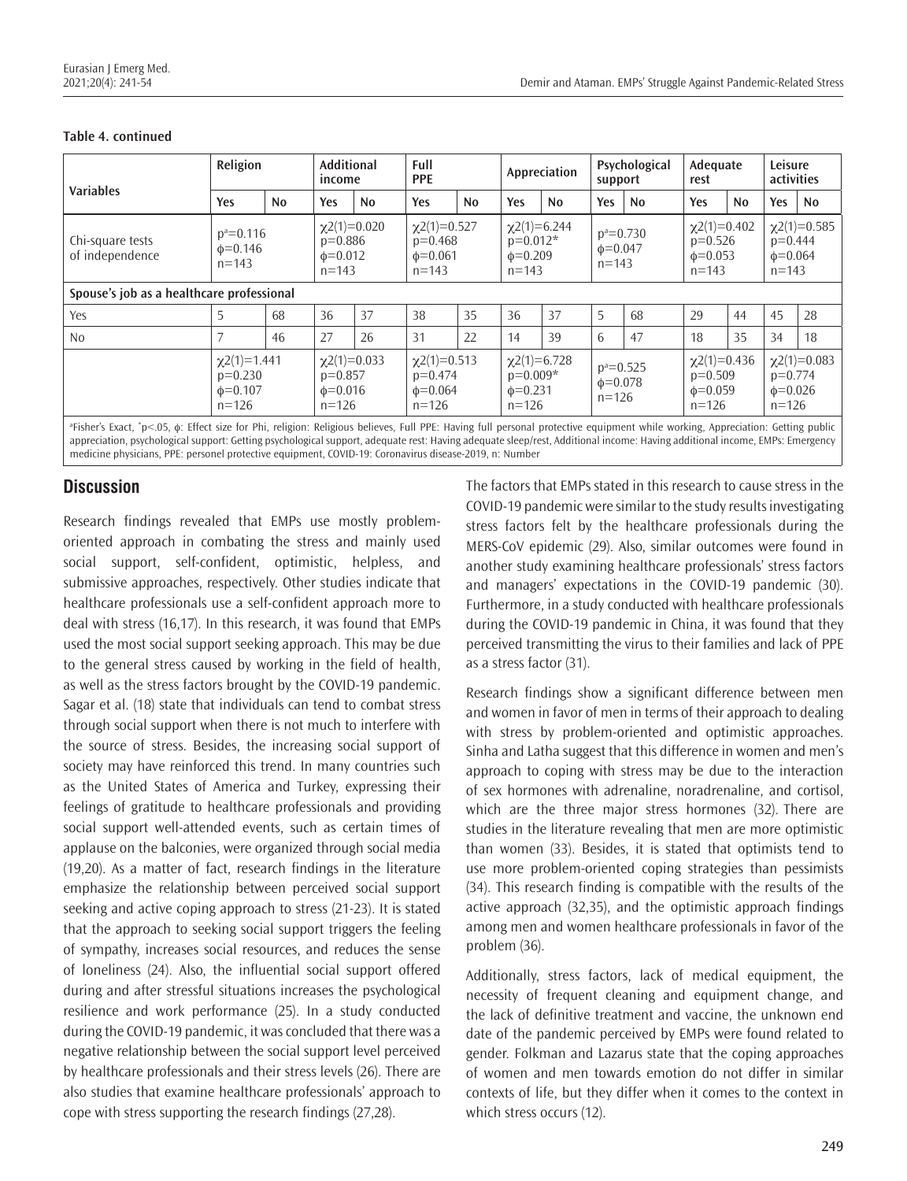**Table 4. continued**

| Variables | Religion | | Additional income | | Full PPE | | Appreciation | | Psychological support | | Adequate rest | | Leisure activities | |
|---|---|---|---|---|---|---|---|---|---|---|---|---|---|---|
| | Yes | No | Yes | No | Yes | No | Yes | No | Yes | No | Yes | No | Yes | No |
| Chi-square tests of independence | p[a]=0.116 ϕ=0.146 n=143 | | χ2(1)=0.020 p=0.886 ϕ=0.012 n=143 | | χ2(1)=0.527 p=0.468 ϕ=0.061 n=143 | | χ2(1)=6.244 p=0.012* ϕ=0.209 n=143 | | p[a]=0.730 ϕ=0.047 n=143 | | χ2(1)=0.402 p=0.526 ϕ=0.053 n=143 | | χ2(1)=0.585 p=0.444 ϕ=0.064 n=143 | |
| **Spouse's job as a healthcare professional** | | | | | | | | | | | | | | |
| Yes | 5 | 68 | 36 | 37 | 38 | 35 | 36 | 37 | 5 | 68 | 29 | 44 | 45 | 28 |
| No | 7 | 46 | 27 | 26 | 31 | 22 | 14 | 39 | 6 | 47 | 18 | 35 | 34 | 18 |
| | χ2(1)=1.441 p=0.230 ϕ=0.107 n=126 | | χ2(1)=0.033 p=0.857 ϕ=0.016 n=126 | | χ2(1)=0.513 p=0.474 ϕ=0.064 n=126 | | χ2(1)=6.728 p=0.009* ϕ=0.231 n=126 | | p[a]=0.525 ϕ=0.078 n=126 | | χ2(1)=0.436 p=0.509 ϕ=0.059 n=126 | | χ2(1)=0.083 p=0.774 ϕ=0.026 n=126 | |

[a]Fisher's Exact, *p<.05, ϕ: Effect size for Phi, religion: Religious believes, Full PPE: Having full personal protective equipment while working, Appreciation: Getting public appreciation, psychological support: Getting psychological support, adequate rest: Having adequate sleep/rest, Additional income: Having additional income, EMPs: Emergency medicine physicians, PPE: personel protective equipment, COVID-19: Coronavirus disease-2019, n: Number

## Discussion

Research findings revealed that EMPs use mostly problem-oriented approach in combating the stress and mainly used social support, self-confident, optimistic, helpless, and submissive approaches, respectively. Other studies indicate that healthcare professionals use a self-confident approach more to deal with stress (16,17). In this research, it was found that EMPs used the most social support seeking approach. This may be due to the general stress caused by working in the field of health, as well as the stress factors brought by the COVID-19 pandemic. Sagar et al. (18) state that individuals can tend to combat stress through social support when there is not much to interfere with the source of stress. Besides, the increasing social support of society may have reinforced this trend. In many countries such as the United States of America and Turkey, expressing their feelings of gratitude to healthcare professionals and providing social support well-attended events, such as certain times of applause on the balconies, were organized through social media (19,20). As a matter of fact, research findings in the literature emphasize the relationship between perceived social support seeking and active coping approach to stress (21-23). It is stated that the approach to seeking social support triggers the feeling of sympathy, increases social resources, and reduces the sense of loneliness (24). Also, the influential social support offered during and after stressful situations increases the psychological resilience and work performance (25). In a study conducted during the COVID-19 pandemic, it was concluded that there was a negative relationship between the social support level perceived by healthcare professionals and their stress levels (26). There are also studies that examine healthcare professionals' approach to cope with stress supporting the research findings (27,28).

The factors that EMPs stated in this research to cause stress in the COVID-19 pandemic were similar to the study results investigating stress factors felt by the healthcare professionals during the MERS-CoV epidemic (29). Also, similar outcomes were found in another study examining healthcare professionals' stress factors and managers' expectations in the COVID-19 pandemic (30). Furthermore, in a study conducted with healthcare professionals during the COVID-19 pandemic in China, it was found that they perceived transmitting the virus to their families and lack of PPE as a stress factor (31).

Research findings show a significant difference between men and women in favor of men in terms of their approach to dealing with stress by problem-oriented and optimistic approaches. Sinha and Latha suggest that this difference in women and men's approach to coping with stress may be due to the interaction of sex hormones with adrenaline, noradrenaline, and cortisol, which are the three major stress hormones (32). There are studies in the literature revealing that men are more optimistic than women (33). Besides, it is stated that optimists tend to use more problem-oriented coping strategies than pessimists (34). This research finding is compatible with the results of the active approach (32,35), and the optimistic approach findings among men and women healthcare professionals in favor of the problem (36).

Additionally, stress factors, lack of medical equipment, the necessity of frequent cleaning and equipment change, and the lack of definitive treatment and vaccine, the unknown end date of the pandemic perceived by EMPs were found related to gender. Folkman and Lazarus state that the coping approaches of women and men towards emotion do not differ in similar contexts of life, but they differ when it comes to the context in which stress occurs (12).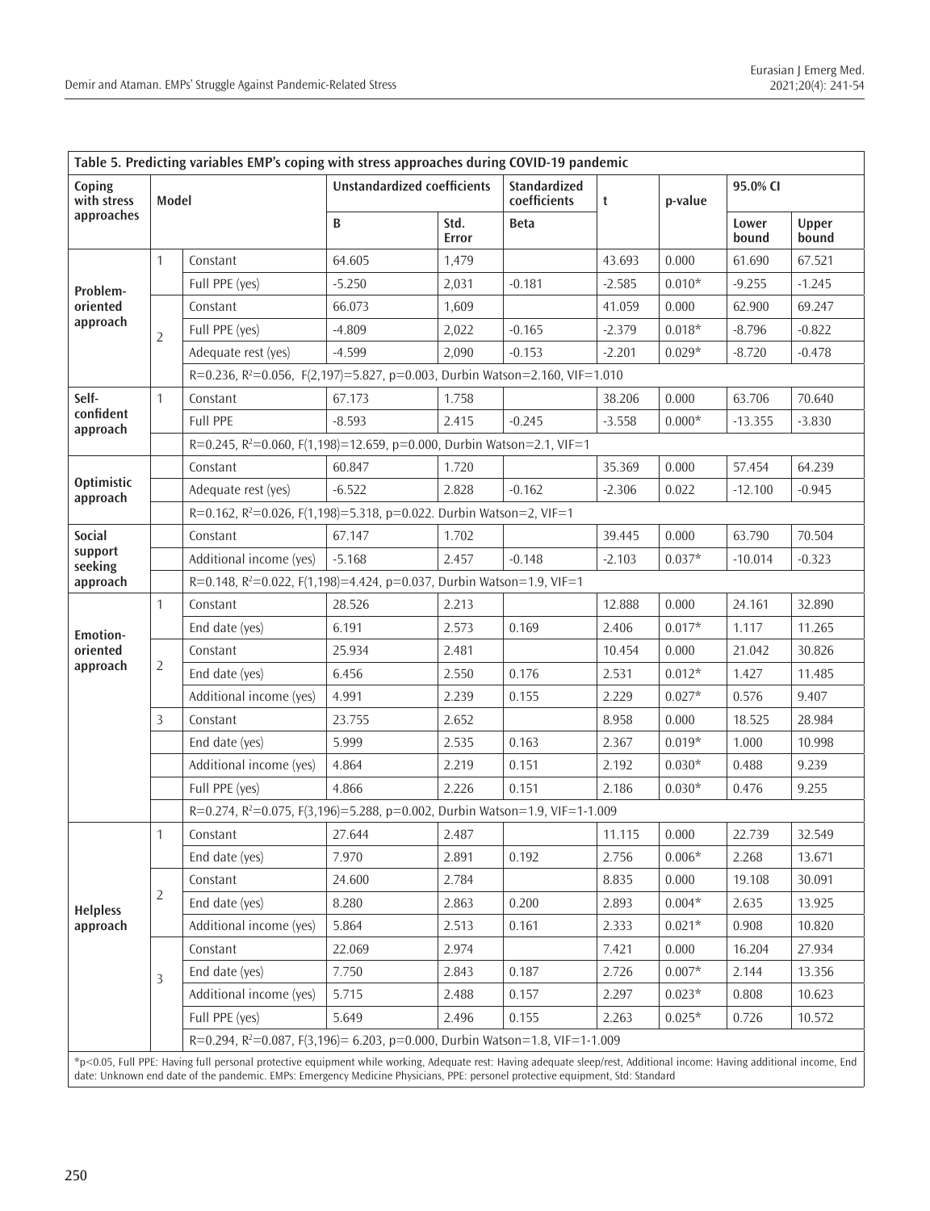**Table 5. Predicting variables EMP's coping with stress approaches during COVID-19 pandemic**

| Coping with stress approaches | Model | | Unstandardized coefficients | | Standardized coefficients | t | p-value | 95.0% CI | |
|---|---|---|---|---|---|---|---|---|---|
| | | | B | Std. Error | Beta | | | Lower bound | Upper bound |
| Problem-oriented approach | 1 | Constant | 64.605 | 1,479 | | 43.693 | 0.000 | 61.690 | 67.521 |
| | | Full PPE (yes) | -5.250 | 2,031 | -0.181 | -2.585 | 0.010* | -9.255 | -1.245 |
| | 2 | Constant | 66.073 | 1,609 | | 41.059 | 0.000 | 62.900 | 69.247 |
| | | Full PPE (yes) | -4.809 | 2,022 | -0.165 | -2.379 | 0.018* | -8.796 | -0.822 |
| | | Adequate rest (yes) | -4.599 | 2,090 | -0.153 | -2.201 | 0.029* | -8.720 | -0.478 |
| | | $R=0.236$, $R^2=0.056$, $F(2,197)=5.827$, $p=0.003$, Durbin Watson=2.160, VIF=1.010 | | | | | | | |
| Self-confident approach | 1 | Constant | 67.173 | 1.758 | | 38.206 | 0.000 | 63.706 | 70.640 |
| | | Full PPE | -8.593 | 2.415 | -0.245 | -3.558 | 0.000* | -13.355 | -3.830 |
| | | $R=0.245$, $R^2=0.060$, $F(1,198)=12.659$, $p=0.000$, Durbin Watson=2.1, VIF=1 | | | | | | | |
| Optimistic approach | | Constant | 60.847 | 1.720 | | 35.369 | 0.000 | 57.454 | 64.239 |
| | | Adequate rest (yes) | -6.522 | 2.828 | -0.162 | -2.306 | 0.022 | -12.100 | -0.945 |
| | | $R=0.162$, $R^2=0.026$, $F(1,198)=5.318$, $p=0.022$. Durbin Watson=2, VIF=1 | | | | | | | |
| Social support seeking approach | | Constant | 67.147 | 1.702 | | 39.445 | 0.000 | 63.790 | 70.504 |
| | | Additional income (yes) | -5.168 | 2.457 | -0.148 | -2.103 | 0.037* | -10.014 | -0.323 |
| | | $R=0.148$, $R^2=0.022$, $F(1,198)=4.424$, $p=0.037$, Durbin Watson=1.9, VIF=1 | | | | | | | |
| Emotion-oriented approach | 1 | Constant | 28.526 | 2.213 | | 12.888 | 0.000 | 24.161 | 32.890 |
| | | End date (yes) | 6.191 | 2.573 | 0.169 | 2.406 | 0.017* | 1.117 | 11.265 |
| | 2 | Constant | 25.934 | 2.481 | | 10.454 | 0.000 | 21.042 | 30.826 |
| | | End date (yes) | 6.456 | 2.550 | 0.176 | 2.531 | 0.012* | 1.427 | 11.485 |
| | | Additional income (yes) | 4.991 | 2.239 | 0.155 | 2.229 | 0.027* | 0.576 | 9.407 |
| | 3 | Constant | 23.755 | 2.652 | | 8.958 | 0.000 | 18.525 | 28.984 |
| | | End date (yes) | 5.999 | 2.535 | 0.163 | 2.367 | 0.019* | 1.000 | 10.998 |
| | | Additional income (yes) | 4.864 | 2.219 | 0.151 | 2.192 | 0.030* | 0.488 | 9.239 |
| | | Full PPE (yes) | 4.866 | 2.226 | 0.151 | 2.186 | 0.030* | 0.476 | 9.255 |
| | | $R=0.274$, $R^2=0.075$, $F(3,196)=5.288$, $p=0.002$, Durbin Watson=1.9, VIF=1-1.009 | | | | | | | |
| Helpless approach | 1 | Constant | 27.644 | 2.487 | | 11.115 | 0.000 | 22.739 | 32.549 |
| | | End date (yes) | 7.970 | 2.891 | 0.192 | 2.756 | 0.006* | 2.268 | 13.671 |
| | 2 | Constant | 24.600 | 2.784 | | 8.835 | 0.000 | 19.108 | 30.091 |
| | | End date (yes) | 8.280 | 2.863 | 0.200 | 2.893 | 0.004* | 2.635 | 13.925 |
| | | Additional income (yes) | 5.864 | 2.513 | 0.161 | 2.333 | 0.021* | 0.908 | 10.820 |
| | 3 | Constant | 22.069 | 2.974 | | 7.421 | 0.000 | 16.204 | 27.934 |
| | | End date (yes) | 7.750 | 2.843 | 0.187 | 2.726 | 0.007* | 2.144 | 13.356 |
| | | Additional income (yes) | 5.715 | 2.488 | 0.157 | 2.297 | 0.023* | 0.808 | 10.623 |
| | | Full PPE (yes) | 5.649 | 2.496 | 0.155 | 2.263 | 0.025* | 0.726 | 10.572 |
| | | $R=0.294$, $R^2=0.087$, $F(3,196)= 6.203$, $p=0.000$, Durbin Watson=1.8, VIF=1-1.009 | | | | | | | |

*$p<0.05$, Full PPE: Having full personal protective equipment while working, Adequate rest: Having adequate sleep/rest, Additional income: Having additional income, End date: Unknown end date of the pandemic. EMPs: Emergency Medicine Physicians, PPE: personel protective equipment, Std: Standard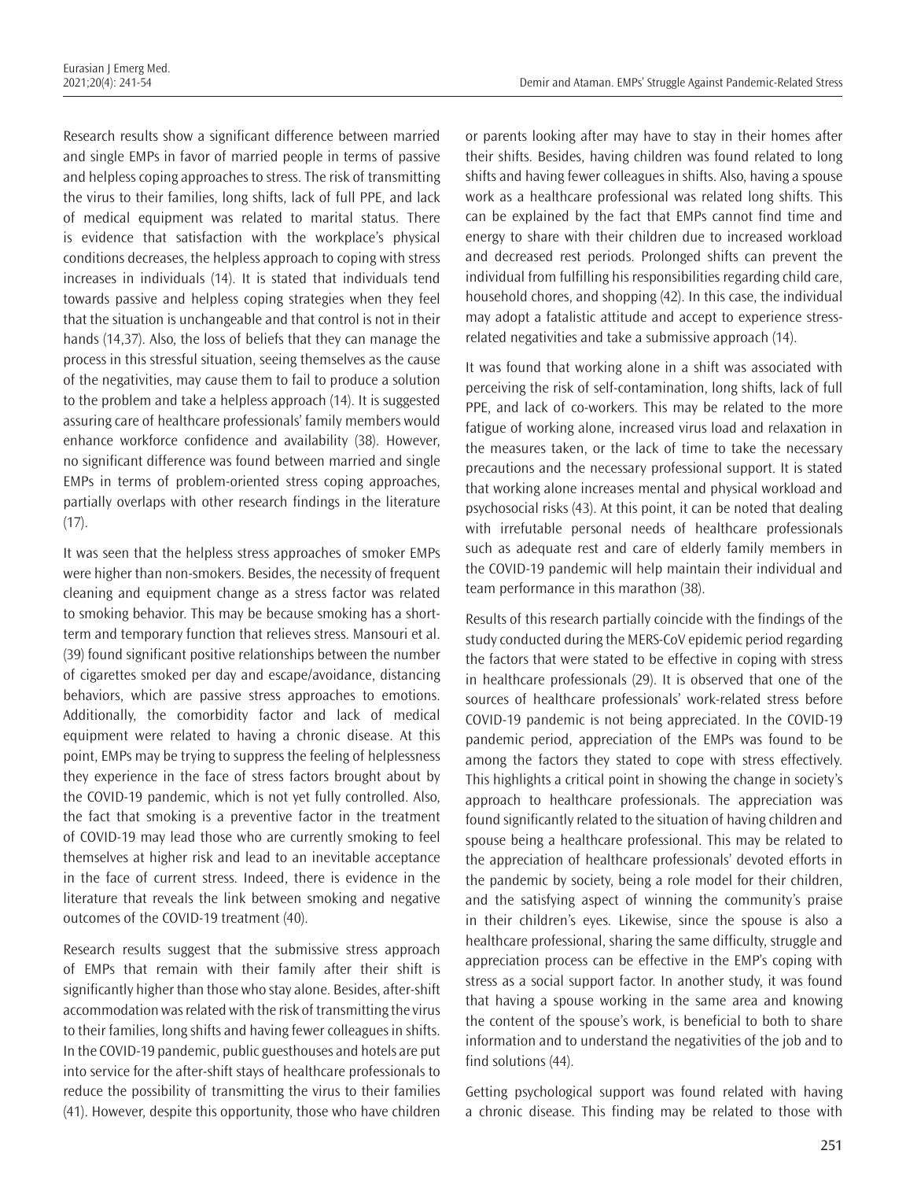Research results show a significant difference between married and single EMPs in favor of married people in terms of passive and helpless coping approaches to stress. The risk of transmitting the virus to their families, long shifts, lack of full PPE, and lack of medical equipment was related to marital status. There is evidence that satisfaction with the workplace's physical conditions decreases, the helpless approach to coping with stress increases in individuals (14). It is stated that individuals tend towards passive and helpless coping strategies when they feel that the situation is unchangeable and that control is not in their hands (14,37). Also, the loss of beliefs that they can manage the process in this stressful situation, seeing themselves as the cause of the negativities, may cause them to fail to produce a solution to the problem and take a helpless approach (14). It is suggested assuring care of healthcare professionals' family members would enhance workforce confidence and availability (38). However, no significant difference was found between married and single EMPs in terms of problem-oriented stress coping approaches, partially overlaps with other research findings in the literature (17).

It was seen that the helpless stress approaches of smoker EMPs were higher than non-smokers. Besides, the necessity of frequent cleaning and equipment change as a stress factor was related to smoking behavior. This may be because smoking has a short-term and temporary function that relieves stress. Mansouri et al. (39) found significant positive relationships between the number of cigarettes smoked per day and escape/avoidance, distancing behaviors, which are passive stress approaches to emotions. Additionally, the comorbidity factor and lack of medical equipment were related to having a chronic disease. At this point, EMPs may be trying to suppress the feeling of helplessness they experience in the face of stress factors brought about by the COVID-19 pandemic, which is not yet fully controlled. Also, the fact that smoking is a preventive factor in the treatment of COVID-19 may lead those who are currently smoking to feel themselves at higher risk and lead to an inevitable acceptance in the face of current stress. Indeed, there is evidence in the literature that reveals the link between smoking and negative outcomes of the COVID-19 treatment (40).

Research results suggest that the submissive stress approach of EMPs that remain with their family after their shift is significantly higher than those who stay alone. Besides, after-shift accommodation was related with the risk of transmitting the virus to their families, long shifts and having fewer colleagues in shifts. In the COVID-19 pandemic, public guesthouses and hotels are put into service for the after-shift stays of healthcare professionals to reduce the possibility of transmitting the virus to their families (41). However, despite this opportunity, those who have children or parents looking after may have to stay in their homes after their shifts. Besides, having children was found related to long shifts and having fewer colleagues in shifts. Also, having a spouse work as a healthcare professional was related long shifts. This can be explained by the fact that EMPs cannot find time and energy to share with their children due to increased workload and decreased rest periods. Prolonged shifts can prevent the individual from fulfilling his responsibilities regarding child care, household chores, and shopping (42). In this case, the individual may adopt a fatalistic attitude and accept to experience stress-related negativities and take a submissive approach (14).

It was found that working alone in a shift was associated with perceiving the risk of self-contamination, long shifts, lack of full PPE, and lack of co-workers. This may be related to the more fatigue of working alone, increased virus load and relaxation in the measures taken, or the lack of time to take the necessary precautions and the necessary professional support. It is stated that working alone increases mental and physical workload and psychosocial risks (43). At this point, it can be noted that dealing with irrefutable personal needs of healthcare professionals such as adequate rest and care of elderly family members in the COVID-19 pandemic will help maintain their individual and team performance in this marathon (38).

Results of this research partially coincide with the findings of the study conducted during the MERS-CoV epidemic period regarding the factors that were stated to be effective in coping with stress in healthcare professionals (29). It is observed that one of the sources of healthcare professionals' work-related stress before COVID-19 pandemic is not being appreciated. In the COVID-19 pandemic period, appreciation of the EMPs was found to be among the factors they stated to cope with stress effectively. This highlights a critical point in showing the change in society's approach to healthcare professionals. The appreciation was found significantly related to the situation of having children and spouse being a healthcare professional. This may be related to the appreciation of healthcare professionals' devoted efforts in the pandemic by society, being a role model for their children, and the satisfying aspect of winning the community's praise in their children's eyes. Likewise, since the spouse is also a healthcare professional, sharing the same difficulty, struggle and appreciation process can be effective in the EMP's coping with stress as a social support factor. In another study, it was found that having a spouse working in the same area and knowing the content of the spouse's work, is beneficial to both to share information and to understand the negativities of the job and to find solutions (44).

Getting psychological support was found related with having a chronic disease. This finding may be related to those with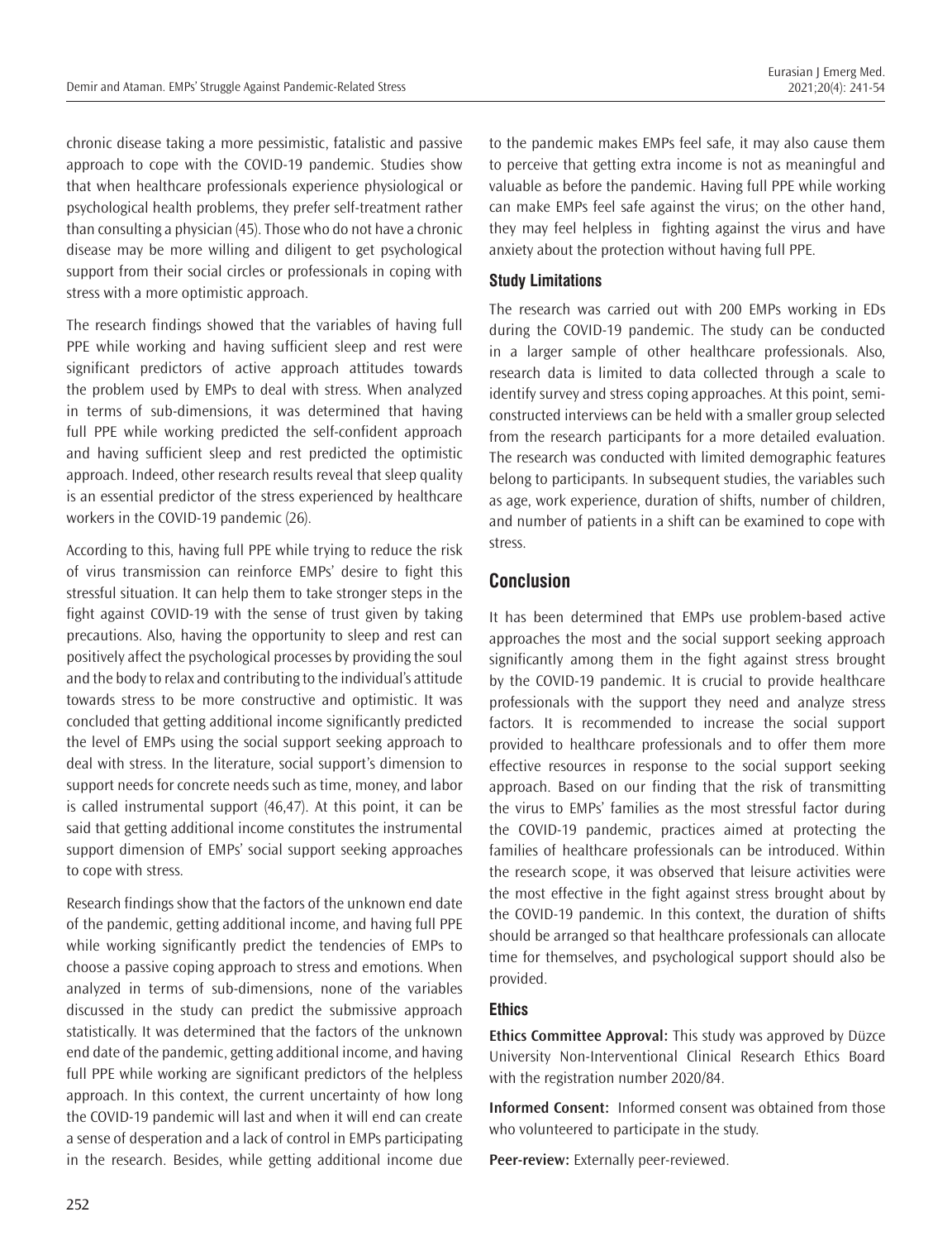chronic disease taking a more pessimistic, fatalistic and passive approach to cope with the COVID-19 pandemic. Studies show that when healthcare professionals experience physiological or psychological health problems, they prefer self-treatment rather than consulting a physician (45). Those who do not have a chronic disease may be more willing and diligent to get psychological support from their social circles or professionals in coping with stress with a more optimistic approach.

The research findings showed that the variables of having full PPE while working and having sufficient sleep and rest were significant predictors of active approach attitudes towards the problem used by EMPs to deal with stress. When analyzed in terms of sub-dimensions, it was determined that having full PPE while working predicted the self-confident approach and having sufficient sleep and rest predicted the optimistic approach. Indeed, other research results reveal that sleep quality is an essential predictor of the stress experienced by healthcare workers in the COVID-19 pandemic (26).

According to this, having full PPE while trying to reduce the risk of virus transmission can reinforce EMPs' desire to fight this stressful situation. It can help them to take stronger steps in the fight against COVID-19 with the sense of trust given by taking precautions. Also, having the opportunity to sleep and rest can positively affect the psychological processes by providing the soul and the body to relax and contributing to the individual's attitude towards stress to be more constructive and optimistic. It was concluded that getting additional income significantly predicted the level of EMPs using the social support seeking approach to deal with stress. In the literature, social support's dimension to support needs for concrete needs such as time, money, and labor is called instrumental support (46,47). At this point, it can be said that getting additional income constitutes the instrumental support dimension of EMPs' social support seeking approaches to cope with stress.

Research findings show that the factors of the unknown end date of the pandemic, getting additional income, and having full PPE while working significantly predict the tendencies of EMPs to choose a passive coping approach to stress and emotions. When analyzed in terms of sub-dimensions, none of the variables discussed in the study can predict the submissive approach statistically. It was determined that the factors of the unknown end date of the pandemic, getting additional income, and having full PPE while working are significant predictors of the helpless approach. In this context, the current uncertainty of how long the COVID-19 pandemic will last and when it will end can create a sense of desperation and a lack of control in EMPs participating in the research. Besides, while getting additional income due to the pandemic makes EMPs feel safe, it may also cause them to perceive that getting extra income is not as meaningful and valuable as before the pandemic. Having full PPE while working can make EMPs feel safe against the virus; on the other hand, they may feel helpless in fighting against the virus and have anxiety about the protection without having full PPE.

### Study Limitations

The research was carried out with 200 EMPs working in EDs during the COVID-19 pandemic. The study can be conducted in a larger sample of other healthcare professionals. Also, research data is limited to data collected through a scale to identify survey and stress coping approaches. At this point, semi-constructed interviews can be held with a smaller group selected from the research participants for a more detailed evaluation. The research was conducted with limited demographic features belong to participants. In subsequent studies, the variables such as age, work experience, duration of shifts, number of children, and number of patients in a shift can be examined to cope with stress.

## Conclusion

It has been determined that EMPs use problem-based active approaches the most and the social support seeking approach significantly among them in the fight against stress brought by the COVID-19 pandemic. It is crucial to provide healthcare professionals with the support they need and analyze stress factors. It is recommended to increase the social support provided to healthcare professionals and to offer them more effective resources in response to the social support seeking approach. Based on our finding that the risk of transmitting the virus to EMPs' families as the most stressful factor during the COVID-19 pandemic, practices aimed at protecting the families of healthcare professionals can be introduced. Within the research scope, it was observed that leisure activities were the most effective in the fight against stress brought about by the COVID-19 pandemic. In this context, the duration of shifts should be arranged so that healthcare professionals can allocate time for themselves, and psychological support should also be provided.

### Ethics

**Ethics Committee Approval:** This study was approved by Düzce University Non-Interventional Clinical Research Ethics Board with the registration number 2020/84.

**Informed Consent:** Informed consent was obtained from those who volunteered to participate in the study.

**Peer-review:** Externally peer-reviewed.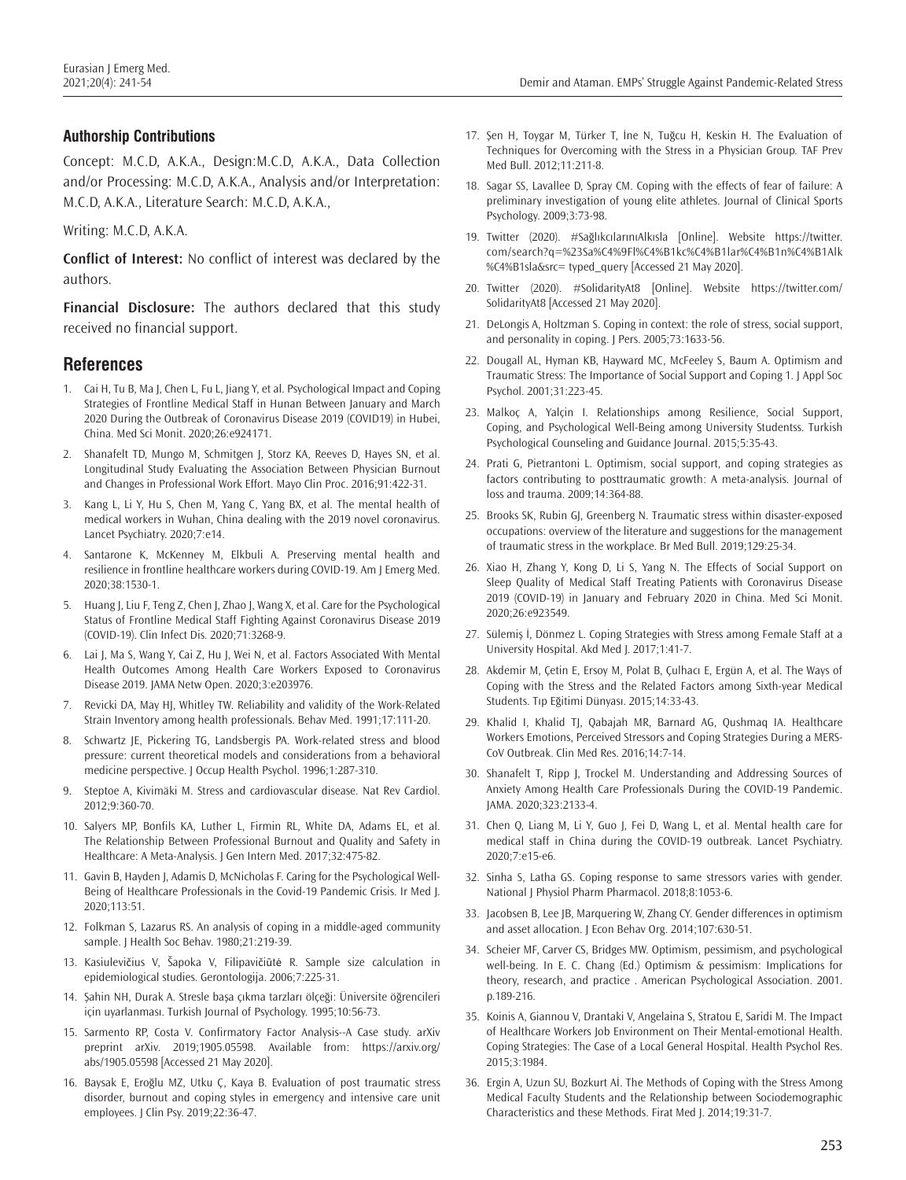### Authorship Contributions

Concept: M.C.D, A.K.A., Design:M.C.D, A.K.A., Data Collection and/or Processing: M.C.D, A.K.A., Analysis and/or Interpretation: M.C.D, A.K.A., Literature Search: M.C.D, A.K.A.,

Writing: M.C.D, A.K.A.

**Conflict of Interest:** No conflict of interest was declared by the authors.

**Financial Disclosure:** The authors declared that this study received no financial support.

## References

1. Cai H, Tu B, Ma J, Chen L, Fu L, Jiang Y, et al. Psychological Impact and Coping Strategies of Frontline Medical Staff in Hunan Between January and March 2020 During the Outbreak of Coronavirus Disease 2019 (COVID19) in Hubei, China. Med Sci Monit. 2020;26:e924171.
2. Shanafelt TD, Mungo M, Schmitgen J, Storz KA, Reeves D, Hayes SN, et al. Longitudinal Study Evaluating the Association Between Physician Burnout and Changes in Professional Work Effort. Mayo Clin Proc. 2016;91:422-31.
3. Kang L, Li Y, Hu S, Chen M, Yang C, Yang BX, et al. The mental health of medical workers in Wuhan, China dealing with the 2019 novel coronavirus. Lancet Psychiatry. 2020;7:e14.
4. Santarone K, McKenney M, Elkbuli A. Preserving mental health and resilience in frontline healthcare workers during COVID-19. Am J Emerg Med. 2020;38:1530-1.
5. Huang J, Liu F, Teng Z, Chen J, Zhao J, Wang X, et al. Care for the Psychological Status of Frontline Medical Staff Fighting Against Coronavirus Disease 2019 (COVID-19). Clin Infect Dis. 2020;71:3268-9.
6. Lai J, Ma S, Wang Y, Cai Z, Hu J, Wei N, et al. Factors Associated With Mental Health Outcomes Among Health Care Workers Exposed to Coronavirus Disease 2019. JAMA Netw Open. 2020;3:e203976.
7. Revicki DA, May HJ, Whitley TW. Reliability and validity of the Work-Related Strain Inventory among health professionals. Behav Med. 1991;17:111-20.
8. Schwartz JE, Pickering TG, Landsbergis PA. Work-related stress and blood pressure: current theoretical models and considerations from a behavioral medicine perspective. J Occup Health Psychol. 1996;1:287-310.
9. Steptoe A, Kivimäki M. Stress and cardiovascular disease. Nat Rev Cardiol. 2012;9:360-70.
10. Salyers MP, Bonfils KA, Luther L, Firmin RL, White DA, Adams EL, et al. The Relationship Between Professional Burnout and Quality and Safety in Healthcare: A Meta-Analysis. J Gen Intern Med. 2017;32:475-82.
11. Gavin B, Hayden J, Adamis D, McNicholas F. Caring for the Psychological Well-Being of Healthcare Professionals in the Covid-19 Pandemic Crisis. Ir Med J. 2020;113:51.
12. Folkman S, Lazarus RS. An analysis of coping in a middle-aged community sample. J Health Soc Behav. 1980;21:219-39.
13. Kasiulevičius V, Šapoka V, Filipavičiūtė R. Sample size calculation in epidemiological studies. Gerontologija. 2006;7:225-31.
14. Şahin NH, Durak A. Stresle başa çıkma tarzları ölçeği: Üniversite öğrencileri için uyarlanması. Turkish Journal of Psychology. 1995;10:56-73.
15. Sarmento RP, Costa V. Confirmatory Factor Analysis--A Case study. arXiv preprint arXiv. 2019;1905.05598. Available from: https://arxiv.org/abs/1905.05598 [Accessed 21 May 2020].
16. Baysak E, Eroğlu MZ, Utku Ç, Kaya B. Evaluation of post traumatic stress disorder, burnout and coping styles in emergency and intensive care unit employees. J Clin Psy. 2019;22:36-47.
17. Şen H, Toygar M, Türker T, İne N, Tuğcu H, Keskin H. The Evaluation of Techniques for Overcoming with the Stress in a Physician Group. TAF Prev Med Bull. 2012;11:211-8.
18. Sagar SS, Lavallee D, Spray CM. Coping with the effects of fear of failure: A preliminary investigation of young elite athletes. Journal of Clinical Sports Psychology. 2009;3:73-98.
19. Twitter (2020). #SağlıkcılarınıAlkısla [Online]. Website https://twitter.com/search?q=%23Sa%C4%9Fl%C4%B1kc%C4%B1lar%C4%B1n%C4%B1Alk%C4%B1sla&src= typed_query [Accessed 21 May 2020].
20. Twitter (2020). #SolidarityAt8 [Online]. Website https://twitter.com/SolidarityAt8 [Accessed 21 May 2020].
21. DeLongis A, Holtzman S. Coping in context: the role of stress, social support, and personality in coping. J Pers. 2005;73:1633-56.
22. Dougall AL, Hyman KB, Hayward MC, McFeeley S, Baum A. Optimism and Traumatic Stress: The Importance of Social Support and Coping 1. J Appl Soc Psychol. 2001;31:223-45.
23. Malkoç A, Yalçin I. Relationships among Resilience, Social Support, Coping, and Psychological Well-Being among University Studentss. Turkish Psychological Counseling and Guidance Journal. 2015;5:35-43.
24. Prati G, Pietrantoni L. Optimism, social support, and coping strategies as factors contributing to posttraumatic growth: A meta-analysis. Journal of loss and trauma. 2009;14:364-88.
25. Brooks SK, Rubin GJ, Greenberg N. Traumatic stress within disaster-exposed occupations: overview of the literature and suggestions for the management of traumatic stress in the workplace. Br Med Bull. 2019;129:25-34.
26. Xiao H, Zhang Y, Kong D, Li S, Yang N. The Effects of Social Support on Sleep Quality of Medical Staff Treating Patients with Coronavirus Disease 2019 (COVID-19) in January and February 2020 in China. Med Sci Monit. 2020;26:e923549.
27. Sülemiş İ, Dönmez L. Coping Strategies with Stress among Female Staff at a University Hospital. Akd Med J. 2017;1:41-7.
28. Akdemir M, Çetin E, Ersoy M, Polat B, Çulhacı E, Ergün A, et al. The Ways of Coping with the Stress and the Related Factors among Sixth-year Medical Students. Tıp Eğitimi Dünyası. 2015;14:33-43.
29. Khalid I, Khalid TJ, Qabajah MR, Barnard AG, Qushmaq IA. Healthcare Workers Emotions, Perceived Stressors and Coping Strategies During a MERS-CoV Outbreak. Clin Med Res. 2016;14:7-14.
30. Shanafelt T, Ripp J, Trockel M. Understanding and Addressing Sources of Anxiety Among Health Care Professionals During the COVID-19 Pandemic. JAMA. 2020;323:2133-4.
31. Chen Q, Liang M, Li Y, Guo J, Fei D, Wang L, et al. Mental health care for medical staff in China during the COVID-19 outbreak. Lancet Psychiatry. 2020;7:e15-e6.
32. Sinha S, Latha GS. Coping response to same stressors varies with gender. National J Physiol Pharm Pharmacol. 2018;8:1053-6.
33. Jacobsen B, Lee JB, Marquering W, Zhang CY. Gender differences in optimism and asset allocation. J Econ Behav Org. 2014;107:630-51.
34. Scheier MF, Carver CS, Bridges MW. Optimism, pessimism, and psychological well-being. In E. C. Chang (Ed.) Optimism & pessimism: Implications for theory, research, and practice . American Psychological Association. 2001. p.189-216.
35. Koinis A, Giannou V, Drantaki V, Angelaina S, Stratou E, Saridi M. The Impact of Healthcare Workers Job Environment on Their Mental-emotional Health. Coping Strategies: The Case of a Local General Hospital. Health Psychol Res. 2015;3:1984.
36. Ergin A, Uzun SU, Bozkurt Aİ. The Methods of Coping with the Stress Among Medical Faculty Students and the Relationship between Sociodemographic Characteristics and these Methods. Firat Med J. 2014;19:31-7.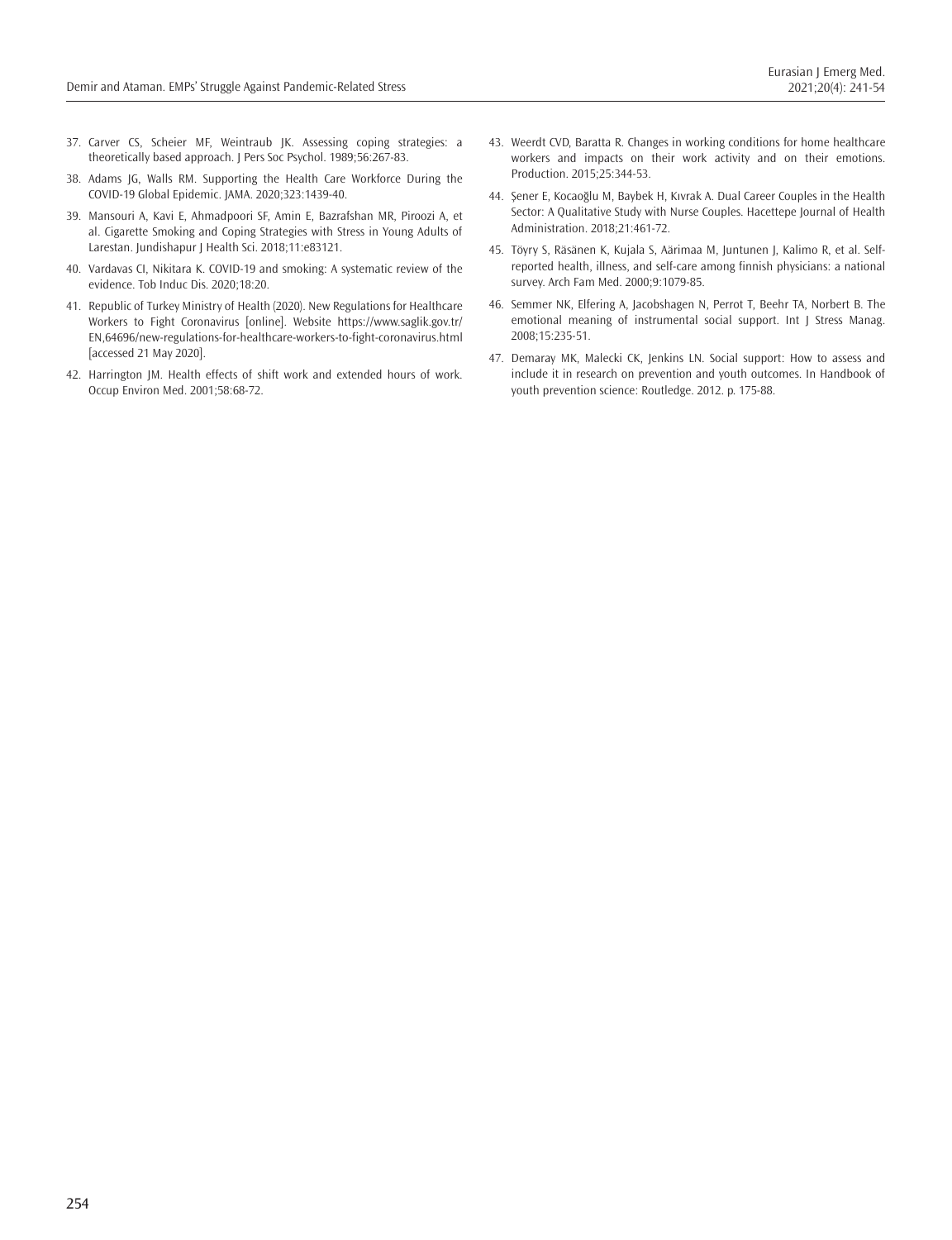37. Carver CS, Scheier MF, Weintraub JK. Assessing coping strategies: a theoretically based approach. J Pers Soc Psychol. 1989;56:267-83.
38. Adams JG, Walls RM. Supporting the Health Care Workforce During the COVID-19 Global Epidemic. JAMA. 2020;323:1439-40.
39. Mansouri A, Kavi E, Ahmadpoori SF, Amin E, Bazrafshan MR, Piroozi A, et al. Cigarette Smoking and Coping Strategies with Stress in Young Adults of Larestan. Jundishapur J Health Sci. 2018;11:e83121.
40. Vardavas CI, Nikitara K. COVID-19 and smoking: A systematic review of the evidence. Tob Induc Dis. 2020;18:20.
41. Republic of Turkey Ministry of Health (2020). New Regulations for Healthcare Workers to Fight Coronavirus [online]. Website https://www.saglik.gov.tr/EN,64696/new-regulations-for-healthcare-workers-to-fight-coronavirus.html [accessed 21 May 2020].
42. Harrington JM. Health effects of shift work and extended hours of work. Occup Environ Med. 2001;58:68-72.
43. Weerdt CVD, Baratta R. Changes in working conditions for home healthcare workers and impacts on their work activity and on their emotions. Production. 2015;25:344-53.
44. Şener E, Kocaoğlu M, Baybek H, Kıvrak A. Dual Career Couples in the Health Sector: A Qualitative Study with Nurse Couples. Hacettepe Journal of Health Administration. 2018;21:461-72.
45. Töyry S, Räsänen K, Kujala S, Aärimaa M, Juntunen J, Kalimo R, et al. Self-reported health, illness, and self-care among finnish physicians: a national survey. Arch Fam Med. 2000;9:1079-85.
46. Semmer NK, Elfering A, Jacobshagen N, Perrot T, Beehr TA, Norbert B. The emotional meaning of instrumental social support. Int J Stress Manag. 2008;15:235-51.
47. Demaray MK, Malecki CK, Jenkins LN. Social support: How to assess and include it in research on prevention and youth outcomes. In Handbook of youth prevention science: Routledge. 2012. p. 175-88.